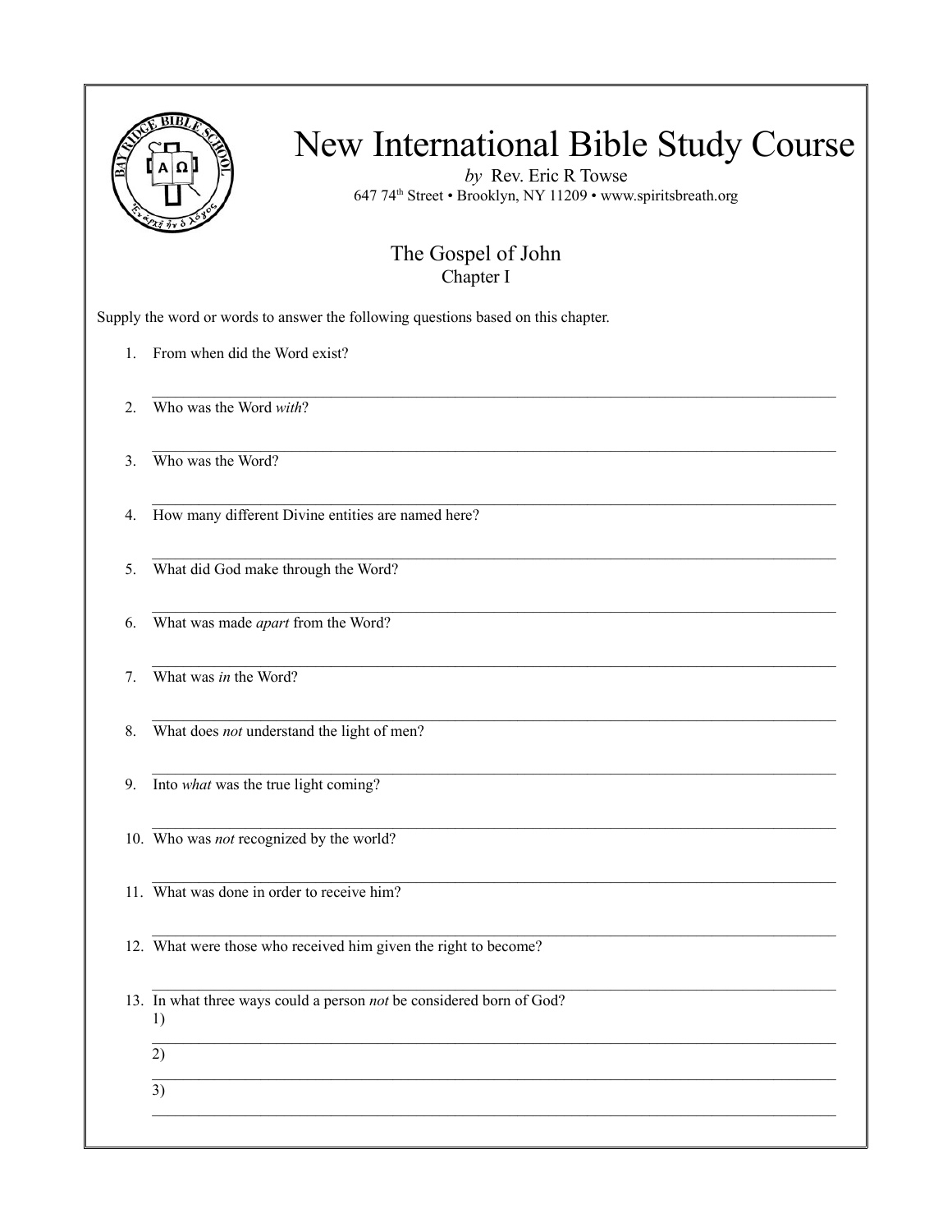# New International Bible Study Course

*by* Rev. Eric R Towse

647 74th Street • Brooklyn, NY 11209 • www.spiritsbreath.org

## The Gospel of John

### Chapter I

Supply the word or words to answer the following questions based on this chapter.

1. From when did the Word exist?

 _______________________________________________

2. Who was the Word *with*?

 _______________________________________________

3. Who was the Word?

 _______________________________________________

4. How many different Divine entities are named here?

 _______________________________________________

5. What did God make through the Word?

 _______________________________________________

6. What was made *apart* from the Word?

 _______________________________________________

7. What was *in* the Word?

 _______________________________________________

8. What does *not* understand the light of men?

 _______________________________________________

9. Into *what* was the true light coming?

 _______________________________________________

10. Who was *not* recognized by the world?

 _______________________________________________

11. What was done in order to receive him?

 _______________________________________________

12. What were those who received him given the right to become?

 _______________________________________________

13. In what three ways could a person *not* be considered born of God?

 1) _______________________________________________

 2) _______________________________________________

 3) _______________________________________________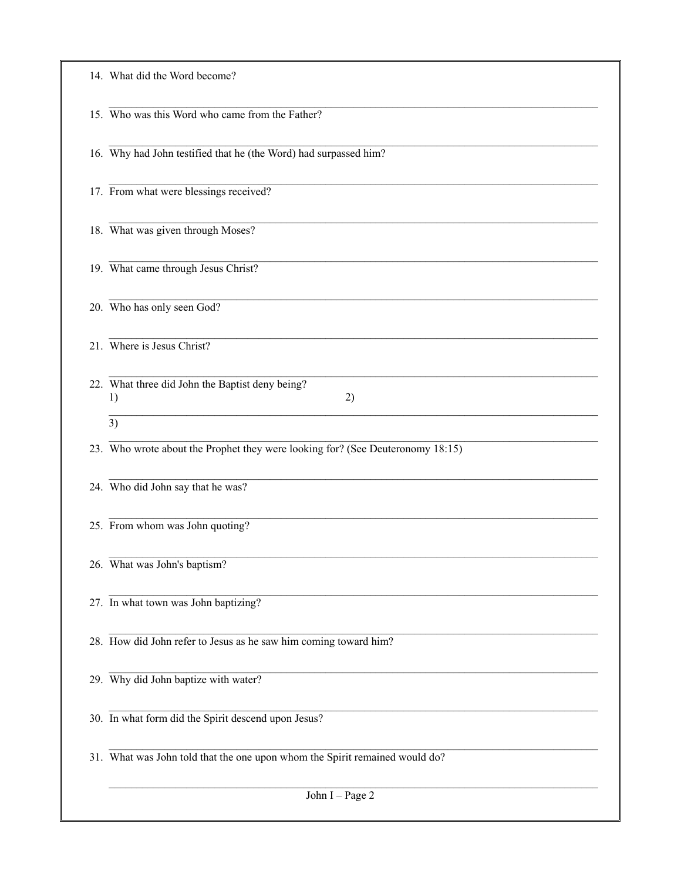14. What did the Word become?

15. Who was this Word who came from the Father?

16. Why had John testified that he (the Word) had surpassed him?

17. From what were blessings received?

18. What was given through Moses?

19. What came through Jesus Christ?

20. Who has only seen God?

21. Where is Jesus Christ?

22. What three did John the Baptist deny being?
    1) 2)
    3)

23. Who wrote about the Prophet they were looking for? (See Deuteronomy 18:15)

24. Who did John say that he was?

25. From whom was John quoting?

26. What was John's baptism?

27. In what town was John baptizing?

28. How did John refer to Jesus as he saw him coming toward him?

29. Why did John baptize with water?

30. In what form did the Spirit descend upon Jesus?

31. What was John told that the one upon whom the Spirit remained would do?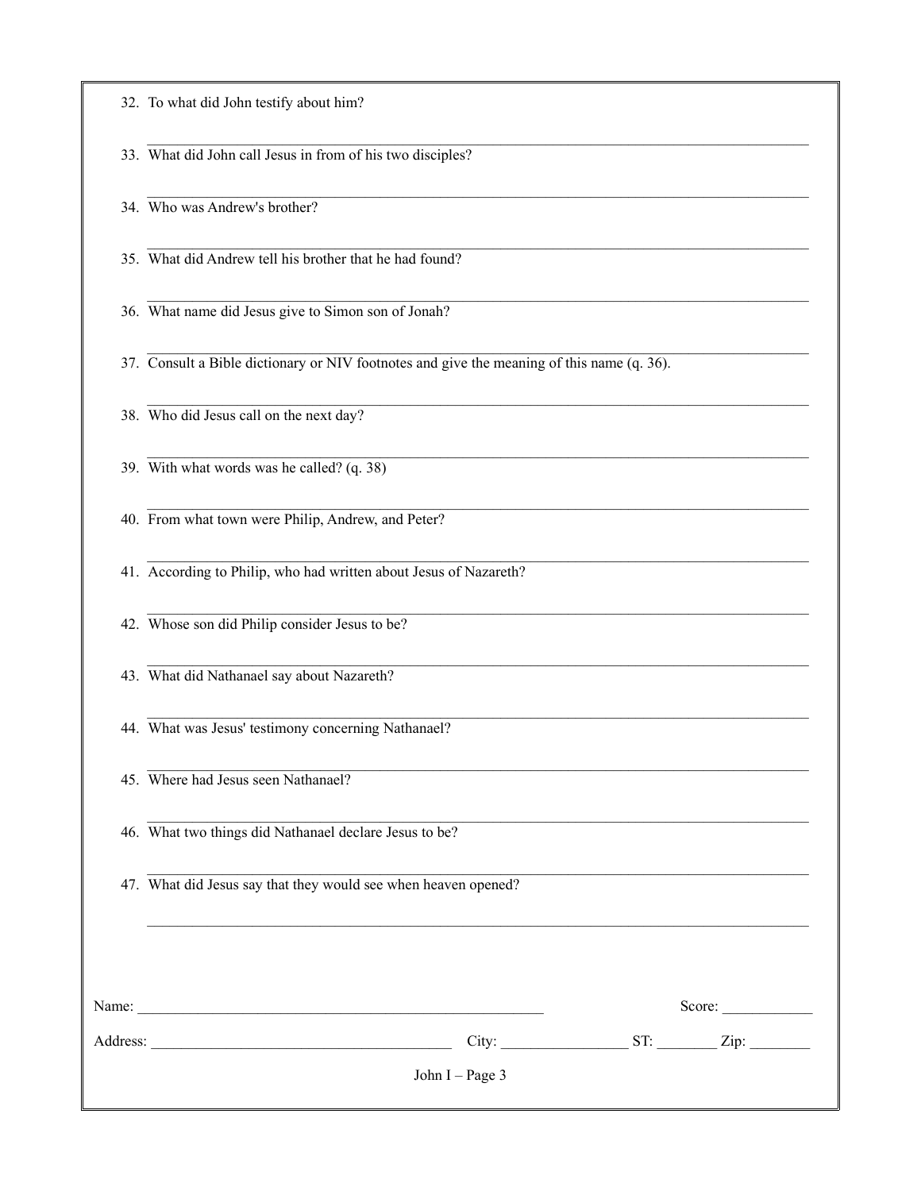32. To what did John testify about him?

\_\_\_\_\_\_\_\_\_\_\_\_\_\_\_\_\_\_\_\_\_\_\_\_\_\_\_\_\_\_\_\_\_\_\_\_\_\_\_\_\_\_\_\_\_\_\_\_\_\_\_\_\_\_\_\_\_\_\_\_

33. What did John call Jesus in from of his two disciples?

\_\_\_\_\_\_\_\_\_\_\_\_\_\_\_\_\_\_\_\_\_\_\_\_\_\_\_\_\_\_\_\_\_\_\_\_\_\_\_\_\_\_\_\_\_\_\_\_\_\_\_\_\_\_\_\_\_\_\_\_

34. Who was Andrew's brother?

\_\_\_\_\_\_\_\_\_\_\_\_\_\_\_\_\_\_\_\_\_\_\_\_\_\_\_\_\_\_\_\_\_\_\_\_\_\_\_\_\_\_\_\_\_\_\_\_\_\_\_\_\_\_\_\_\_\_\_\_

35. What did Andrew tell his brother that he had found?

\_\_\_\_\_\_\_\_\_\_\_\_\_\_\_\_\_\_\_\_\_\_\_\_\_\_\_\_\_\_\_\_\_\_\_\_\_\_\_\_\_\_\_\_\_\_\_\_\_\_\_\_\_\_\_\_\_\_\_\_

36. What name did Jesus give to Simon son of Jonah?

\_\_\_\_\_\_\_\_\_\_\_\_\_\_\_\_\_\_\_\_\_\_\_\_\_\_\_\_\_\_\_\_\_\_\_\_\_\_\_\_\_\_\_\_\_\_\_\_\_\_\_\_\_\_\_\_\_\_\_\_

37. Consult a Bible dictionary or NIV footnotes and give the meaning of this name (q. 36).

\_\_\_\_\_\_\_\_\_\_\_\_\_\_\_\_\_\_\_\_\_\_\_\_\_\_\_\_\_\_\_\_\_\_\_\_\_\_\_\_\_\_\_\_\_\_\_\_\_\_\_\_\_\_\_\_\_\_\_\_

38. Who did Jesus call on the next day?

\_\_\_\_\_\_\_\_\_\_\_\_\_\_\_\_\_\_\_\_\_\_\_\_\_\_\_\_\_\_\_\_\_\_\_\_\_\_\_\_\_\_\_\_\_\_\_\_\_\_\_\_\_\_\_\_\_\_\_\_

39. With what words was he called? (q. 38)

\_\_\_\_\_\_\_\_\_\_\_\_\_\_\_\_\_\_\_\_\_\_\_\_\_\_\_\_\_\_\_\_\_\_\_\_\_\_\_\_\_\_\_\_\_\_\_\_\_\_\_\_\_\_\_\_\_\_\_\_

40. From what town were Philip, Andrew, and Peter?

\_\_\_\_\_\_\_\_\_\_\_\_\_\_\_\_\_\_\_\_\_\_\_\_\_\_\_\_\_\_\_\_\_\_\_\_\_\_\_\_\_\_\_\_\_\_\_\_\_\_\_\_\_\_\_\_\_\_\_\_

41. According to Philip, who had written about Jesus of Nazareth?

\_\_\_\_\_\_\_\_\_\_\_\_\_\_\_\_\_\_\_\_\_\_\_\_\_\_\_\_\_\_\_\_\_\_\_\_\_\_\_\_\_\_\_\_\_\_\_\_\_\_\_\_\_\_\_\_\_\_\_\_

42. Whose son did Philip consider Jesus to be?

\_\_\_\_\_\_\_\_\_\_\_\_\_\_\_\_\_\_\_\_\_\_\_\_\_\_\_\_\_\_\_\_\_\_\_\_\_\_\_\_\_\_\_\_\_\_\_\_\_\_\_\_\_\_\_\_\_\_\_\_

43. What did Nathanael say about Nazareth?

\_\_\_\_\_\_\_\_\_\_\_\_\_\_\_\_\_\_\_\_\_\_\_\_\_\_\_\_\_\_\_\_\_\_\_\_\_\_\_\_\_\_\_\_\_\_\_\_\_\_\_\_\_\_\_\_\_\_\_\_

44. What was Jesus' testimony concerning Nathanael?

\_\_\_\_\_\_\_\_\_\_\_\_\_\_\_\_\_\_\_\_\_\_\_\_\_\_\_\_\_\_\_\_\_\_\_\_\_\_\_\_\_\_\_\_\_\_\_\_\_\_\_\_\_\_\_\_\_\_\_\_

45. Where had Jesus seen Nathanael?

\_\_\_\_\_\_\_\_\_\_\_\_\_\_\_\_\_\_\_\_\_\_\_\_\_\_\_\_\_\_\_\_\_\_\_\_\_\_\_\_\_\_\_\_\_\_\_\_\_\_\_\_\_\_\_\_\_\_\_\_

46. What two things did Nathanael declare Jesus to be?

\_\_\_\_\_\_\_\_\_\_\_\_\_\_\_\_\_\_\_\_\_\_\_\_\_\_\_\_\_\_\_\_\_\_\_\_\_\_\_\_\_\_\_\_\_\_\_\_\_\_\_\_\_\_\_\_\_\_\_\_

47. What did Jesus say that they would see when heaven opened?

\_\_\_\_\_\_\_\_\_\_\_\_\_\_\_\_\_\_\_\_\_\_\_\_\_\_\_\_\_\_\_\_\_\_\_\_\_\_\_\_\_\_\_\_\_\_\_\_\_\_\_\_\_\_\_\_\_\_\_\_

Name: \_\_\_\_\_\_\_\_\_\_\_\_\_\_\_\_\_\_\_\_\_\_\_\_\_\_\_\_\_\_\_\_\_\_\_\_\_\_\_\_ Score: \_\_\_\_\_\_\_\_\_\_

Address: \_\_\_\_\_\_\_\_\_\_\_\_\_\_\_\_\_\_\_\_\_\_\_\_\_\_\_\_\_\_ City: \_\_\_\_\_\_\_\_\_\_\_\_\_ ST: \_\_\_\_\_\_ Zip: \_\_\_\_\_\_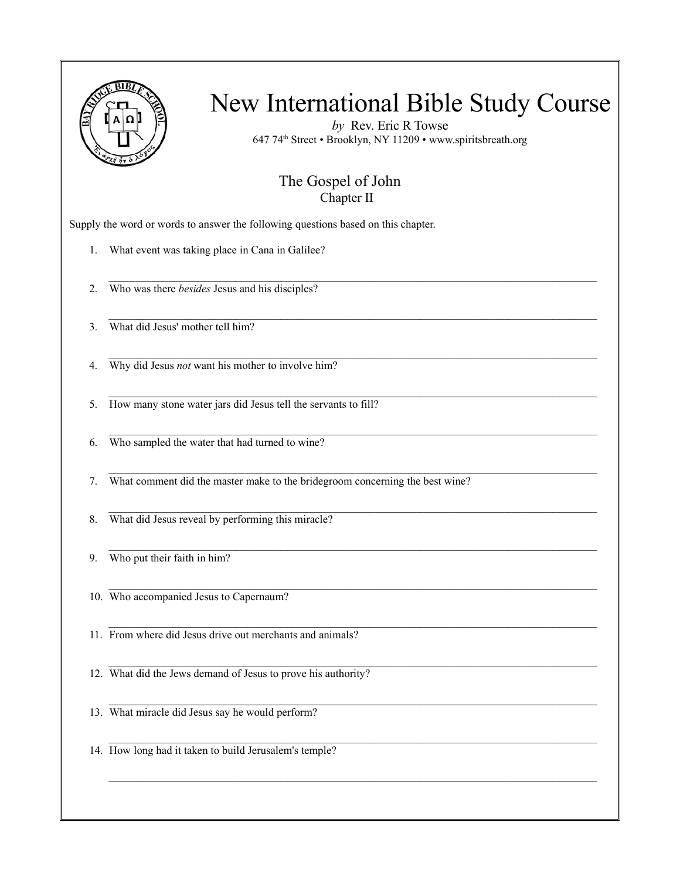# New International Bible Study Course

*by* Rev. Eric R Towse

647 74th Street • Brooklyn, NY 11209 • www.spiritsbreath.org

## The Gospel of John

### Chapter II

Supply the word or words to answer the following questions based on this chapter.

1. What event was taking place in Cana in Galilee?

   \_\_\_\_\_\_\_\_\_\_\_\_\_\_\_\_\_\_\_\_\_\_\_\_\_\_\_\_\_\_\_\_\_\_\_\_\_\_\_\_\_\_\_\_\_\_\_\_

2. Who was there *besides* Jesus and his disciples?

   \_\_\_\_\_\_\_\_\_\_\_\_\_\_\_\_\_\_\_\_\_\_\_\_\_\_\_\_\_\_\_\_\_\_\_\_\_\_\_\_\_\_\_\_\_\_\_\_

3. What did Jesus' mother tell him?

   \_\_\_\_\_\_\_\_\_\_\_\_\_\_\_\_\_\_\_\_\_\_\_\_\_\_\_\_\_\_\_\_\_\_\_\_\_\_\_\_\_\_\_\_\_\_\_\_

4. Why did Jesus *not* want his mother to involve him?

   \_\_\_\_\_\_\_\_\_\_\_\_\_\_\_\_\_\_\_\_\_\_\_\_\_\_\_\_\_\_\_\_\_\_\_\_\_\_\_\_\_\_\_\_\_\_\_\_

5. How many stone water jars did Jesus tell the servants to fill?

   \_\_\_\_\_\_\_\_\_\_\_\_\_\_\_\_\_\_\_\_\_\_\_\_\_\_\_\_\_\_\_\_\_\_\_\_\_\_\_\_\_\_\_\_\_\_\_\_

6. Who sampled the water that had turned to wine?

   \_\_\_\_\_\_\_\_\_\_\_\_\_\_\_\_\_\_\_\_\_\_\_\_\_\_\_\_\_\_\_\_\_\_\_\_\_\_\_\_\_\_\_\_\_\_\_\_

7. What comment did the master make to the bridegroom concerning the best wine?

   \_\_\_\_\_\_\_\_\_\_\_\_\_\_\_\_\_\_\_\_\_\_\_\_\_\_\_\_\_\_\_\_\_\_\_\_\_\_\_\_\_\_\_\_\_\_\_\_

8. What did Jesus reveal by performing this miracle?

   \_\_\_\_\_\_\_\_\_\_\_\_\_\_\_\_\_\_\_\_\_\_\_\_\_\_\_\_\_\_\_\_\_\_\_\_\_\_\_\_\_\_\_\_\_\_\_\_

9. Who put their faith in him?

   \_\_\_\_\_\_\_\_\_\_\_\_\_\_\_\_\_\_\_\_\_\_\_\_\_\_\_\_\_\_\_\_\_\_\_\_\_\_\_\_\_\_\_\_\_\_\_\_

10. Who accompanied Jesus to Capernaum?

    \_\_\_\_\_\_\_\_\_\_\_\_\_\_\_\_\_\_\_\_\_\_\_\_\_\_\_\_\_\_\_\_\_\_\_\_\_\_\_\_\_\_\_\_\_\_\_\_

11. From where did Jesus drive out merchants and animals?

    \_\_\_\_\_\_\_\_\_\_\_\_\_\_\_\_\_\_\_\_\_\_\_\_\_\_\_\_\_\_\_\_\_\_\_\_\_\_\_\_\_\_\_\_\_\_\_\_

12. What did the Jews demand of Jesus to prove his authority?

    \_\_\_\_\_\_\_\_\_\_\_\_\_\_\_\_\_\_\_\_\_\_\_\_\_\_\_\_\_\_\_\_\_\_\_\_\_\_\_\_\_\_\_\_\_\_\_\_

13. What miracle did Jesus say he would perform?

    \_\_\_\_\_\_\_\_\_\_\_\_\_\_\_\_\_\_\_\_\_\_\_\_\_\_\_\_\_\_\_\_\_\_\_\_\_\_\_\_\_\_\_\_\_\_\_\_

14. How long had it taken to build Jerusalem's temple?

    \_\_\_\_\_\_\_\_\_\_\_\_\_\_\_\_\_\_\_\_\_\_\_\_\_\_\_\_\_\_\_\_\_\_\_\_\_\_\_\_\_\_\_\_\_\_\_\_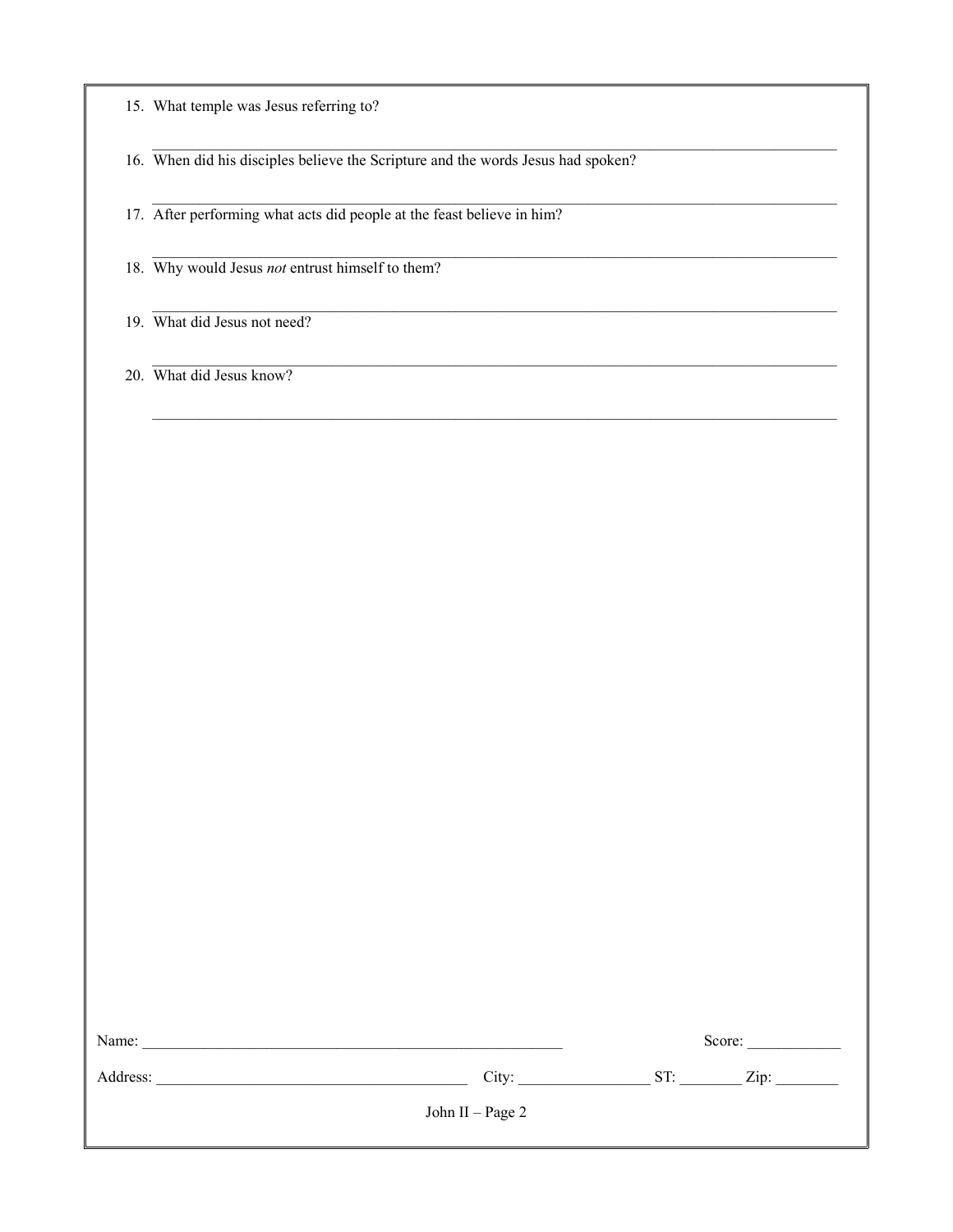15. What temple was Jesus referring to?

_______________________________________________________________________________

16. When did his disciples believe the Scripture and the words Jesus had spoken?

_______________________________________________________________________________

17. After performing what acts did people at the feast believe in him?

_______________________________________________________________________________

18. Why would Jesus *not* entrust himself to them?

_______________________________________________________________________________

19. What did Jesus not need?

_______________________________________________________________________________

20. What did Jesus know?

_______________________________________________________________________________

Name: ______________________________________________________ Score: ____________

Address: _______________________________________ City: ________________ ST: ________ Zip: ________

John II – Page 2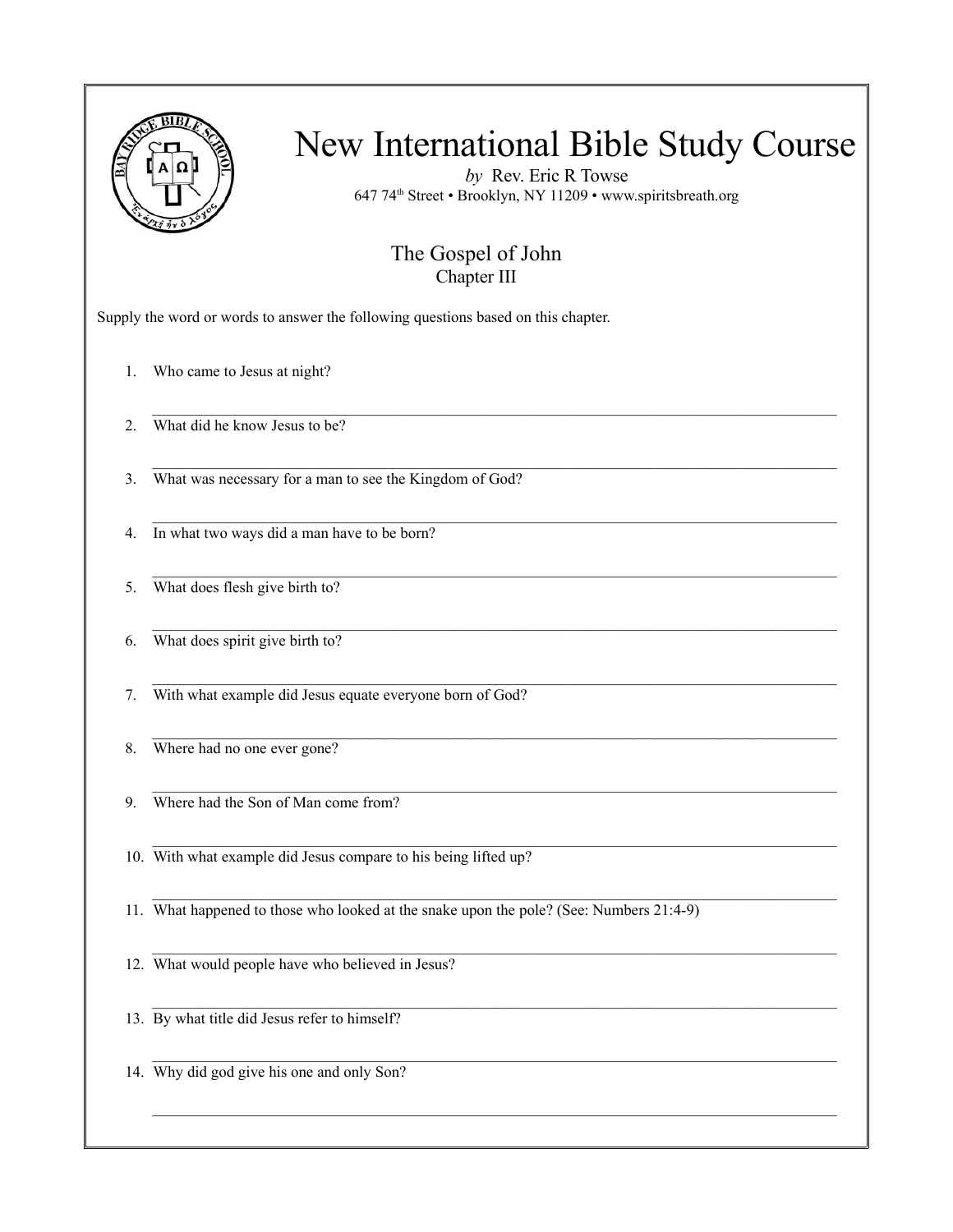# New International Bible Study Course

*by* Rev. Eric R Towse
647 74th Street • Brooklyn, NY 11209 • www.spiritsbreath.org

## The Gospel of John
### Chapter III

Supply the word or words to answer the following questions based on this chapter.

1. Who came to Jesus at night?

   ______________________________________________________________________________

2. What did he know Jesus to be?

   ______________________________________________________________________________

3. What was necessary for a man to see the Kingdom of God?

   ______________________________________________________________________________

4. In what two ways did a man have to be born?

   ______________________________________________________________________________

5. What does flesh give birth to?

   ______________________________________________________________________________

6. What does spirit give birth to?

   ______________________________________________________________________________

7. With what example did Jesus equate everyone born of God?

   ______________________________________________________________________________

8. Where had no one ever gone?

   ______________________________________________________________________________

9. Where had the Son of Man come from?

   ______________________________________________________________________________

10. With what example did Jesus compare to his being lifted up?

    ______________________________________________________________________________

11. What happened to those who looked at the snake upon the pole? (See: Numbers 21:4-9)

    ______________________________________________________________________________

12. What would people have who believed in Jesus?

    ______________________________________________________________________________

13. By what title did Jesus refer to himself?

    ______________________________________________________________________________

14. Why did god give his one and only Son?

    ______________________________________________________________________________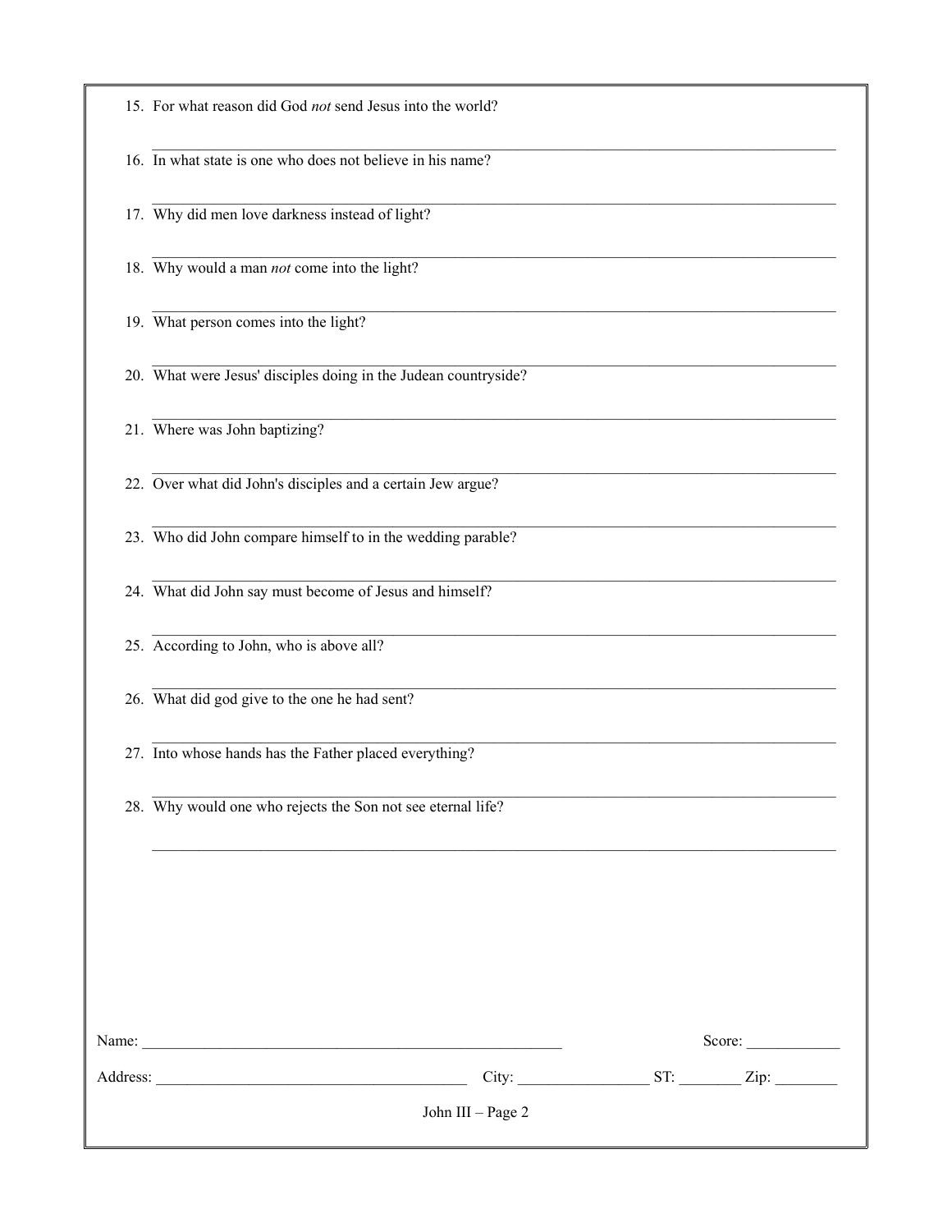15. For what reason did God *not* send Jesus into the world?

16. In what state is one who does not believe in his name?

17. Why did men love darkness instead of light?

18. Why would a man *not* come into the light?

19. What person comes into the light?

20. What were Jesus' disciples doing in the Judean countryside?

21. Where was John baptizing?

22. Over what did John's disciples and a certain Jew argue?

23. Who did John compare himself to in the wedding parable?

24. What did John say must become of Jesus and himself?

25. According to John, who is above all?

26. What did god give to the one he had sent?

27. Into whose hands has the Father placed everything?

28. Why would one who rejects the Son not see eternal life?

Name: ______________________________ Score: ____________

Address: ______________________________ City: ________________ ST: ________ Zip: ________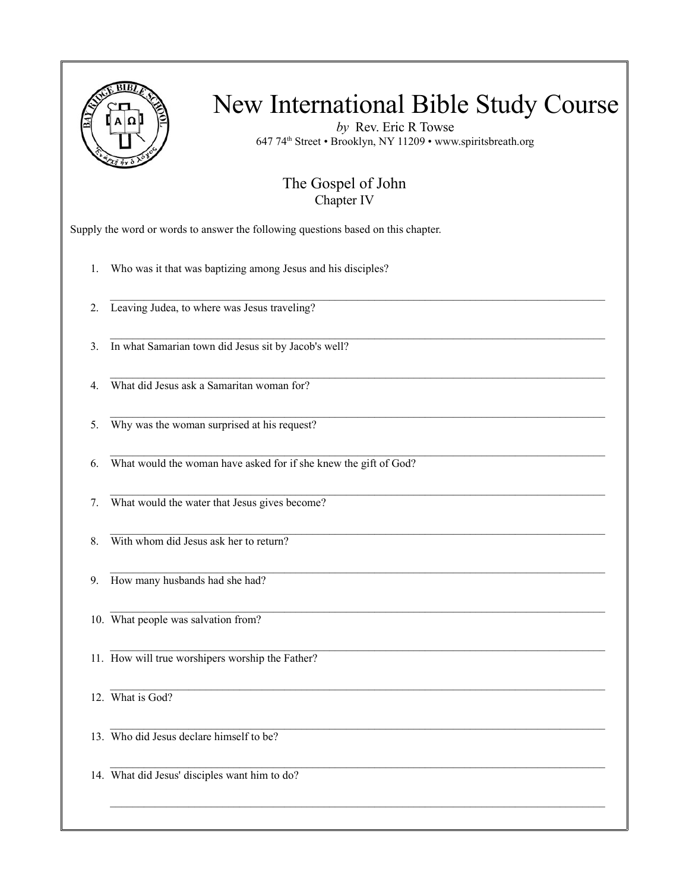# New International Bible Study Course

*by* Rev. Eric R Towse

647 74th Street • Brooklyn, NY 11209 • www.spiritsbreath.org

## The Gospel of John

### Chapter IV

Supply the word or words to answer the following questions based on this chapter.

1. Who was it that was baptizing among Jesus and his disciples?

   \_\_\_\_\_\_\_\_\_\_\_\_\_\_\_\_\_\_\_\_\_\_\_\_\_\_\_\_\_\_\_\_\_\_\_\_\_\_\_\_\_\_\_\_\_\_\_\_

2. Leaving Judea, to where was Jesus traveling?

   \_\_\_\_\_\_\_\_\_\_\_\_\_\_\_\_\_\_\_\_\_\_\_\_\_\_\_\_\_\_\_\_\_\_\_\_\_\_\_\_\_\_\_\_\_\_\_\_

3. In what Samarian town did Jesus sit by Jacob's well?

   \_\_\_\_\_\_\_\_\_\_\_\_\_\_\_\_\_\_\_\_\_\_\_\_\_\_\_\_\_\_\_\_\_\_\_\_\_\_\_\_\_\_\_\_\_\_\_\_

4. What did Jesus ask a Samaritan woman for?

   \_\_\_\_\_\_\_\_\_\_\_\_\_\_\_\_\_\_\_\_\_\_\_\_\_\_\_\_\_\_\_\_\_\_\_\_\_\_\_\_\_\_\_\_\_\_\_\_

5. Why was the woman surprised at his request?

   \_\_\_\_\_\_\_\_\_\_\_\_\_\_\_\_\_\_\_\_\_\_\_\_\_\_\_\_\_\_\_\_\_\_\_\_\_\_\_\_\_\_\_\_\_\_\_\_

6. What would the woman have asked for if she knew the gift of God?

   \_\_\_\_\_\_\_\_\_\_\_\_\_\_\_\_\_\_\_\_\_\_\_\_\_\_\_\_\_\_\_\_\_\_\_\_\_\_\_\_\_\_\_\_\_\_\_\_

7. What would the water that Jesus gives become?

   \_\_\_\_\_\_\_\_\_\_\_\_\_\_\_\_\_\_\_\_\_\_\_\_\_\_\_\_\_\_\_\_\_\_\_\_\_\_\_\_\_\_\_\_\_\_\_\_

8. With whom did Jesus ask her to return?

   \_\_\_\_\_\_\_\_\_\_\_\_\_\_\_\_\_\_\_\_\_\_\_\_\_\_\_\_\_\_\_\_\_\_\_\_\_\_\_\_\_\_\_\_\_\_\_\_

9. How many husbands had she had?

   \_\_\_\_\_\_\_\_\_\_\_\_\_\_\_\_\_\_\_\_\_\_\_\_\_\_\_\_\_\_\_\_\_\_\_\_\_\_\_\_\_\_\_\_\_\_\_\_

10. What people was salvation from?

    \_\_\_\_\_\_\_\_\_\_\_\_\_\_\_\_\_\_\_\_\_\_\_\_\_\_\_\_\_\_\_\_\_\_\_\_\_\_\_\_\_\_\_\_\_\_\_\_

11. How will true worshipers worship the Father?

    \_\_\_\_\_\_\_\_\_\_\_\_\_\_\_\_\_\_\_\_\_\_\_\_\_\_\_\_\_\_\_\_\_\_\_\_\_\_\_\_\_\_\_\_\_\_\_\_

12. What is God?

    \_\_\_\_\_\_\_\_\_\_\_\_\_\_\_\_\_\_\_\_\_\_\_\_\_\_\_\_\_\_\_\_\_\_\_\_\_\_\_\_\_\_\_\_\_\_\_\_

13. Who did Jesus declare himself to be?

    \_\_\_\_\_\_\_\_\_\_\_\_\_\_\_\_\_\_\_\_\_\_\_\_\_\_\_\_\_\_\_\_\_\_\_\_\_\_\_\_\_\_\_\_\_\_\_\_

14. What did Jesus' disciples want him to do?

    \_\_\_\_\_\_\_\_\_\_\_\_\_\_\_\_\_\_\_\_\_\_\_\_\_\_\_\_\_\_\_\_\_\_\_\_\_\_\_\_\_\_\_\_\_\_\_\_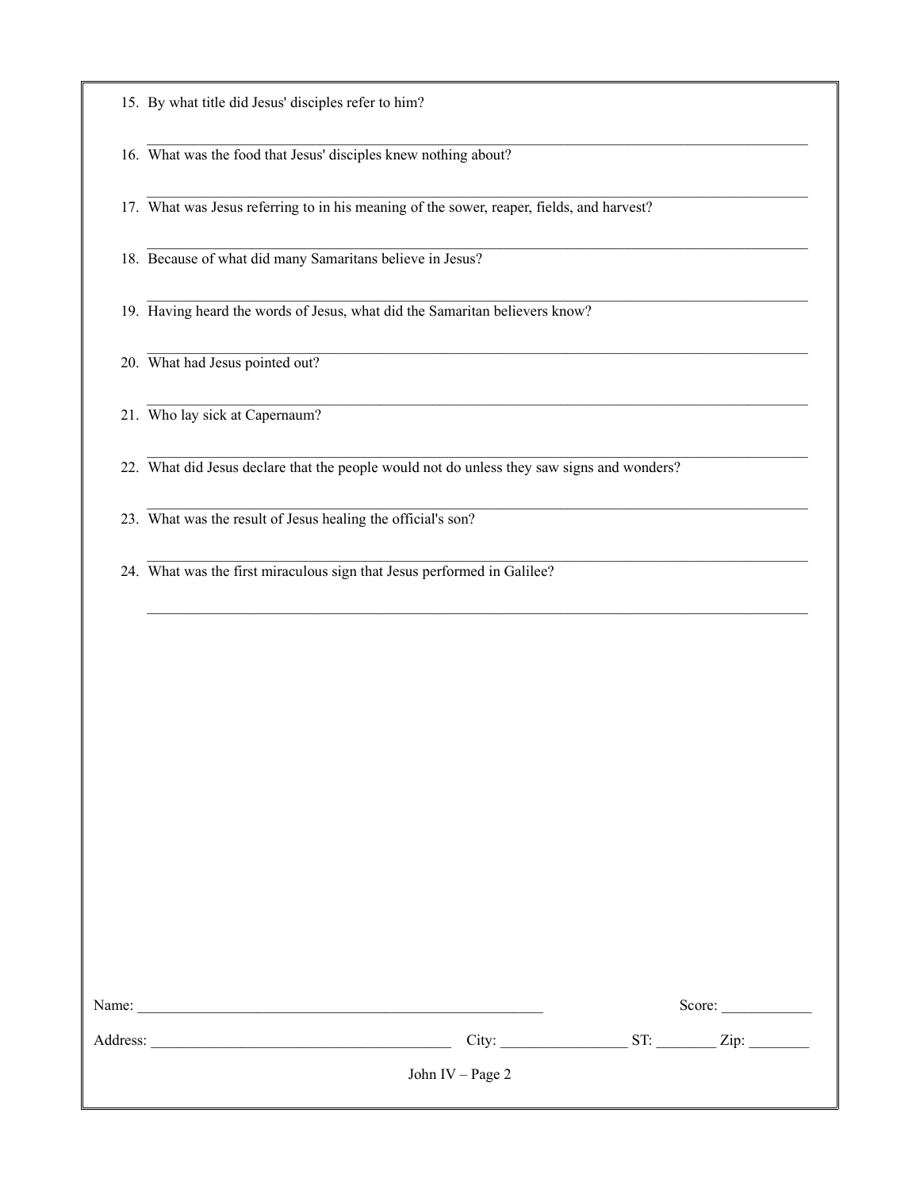15. By what title did Jesus' disciples refer to him?

_______________________________________________________________________________

16. What was the food that Jesus' disciples knew nothing about?

_______________________________________________________________________________

17. What was Jesus referring to in his meaning of the sower, reaper, fields, and harvest?

_______________________________________________________________________________

18. Because of what did many Samaritans believe in Jesus?

_______________________________________________________________________________

19. Having heard the words of Jesus, what did the Samaritan believers know?

_______________________________________________________________________________

20. What had Jesus pointed out?

_______________________________________________________________________________

21. Who lay sick at Capernaum?

_______________________________________________________________________________

22. What did Jesus declare that the people would not do unless they saw signs and wonders?

_______________________________________________________________________________

23. What was the result of Jesus healing the official's son?

_______________________________________________________________________________

24. What was the first miraculous sign that Jesus performed in Galilee?

_______________________________________________________________________________

Name: _______________________________________________ Score: ____________

Address: ___________________________________ City: ________________ ST: ________ Zip: ________

John IV – Page 2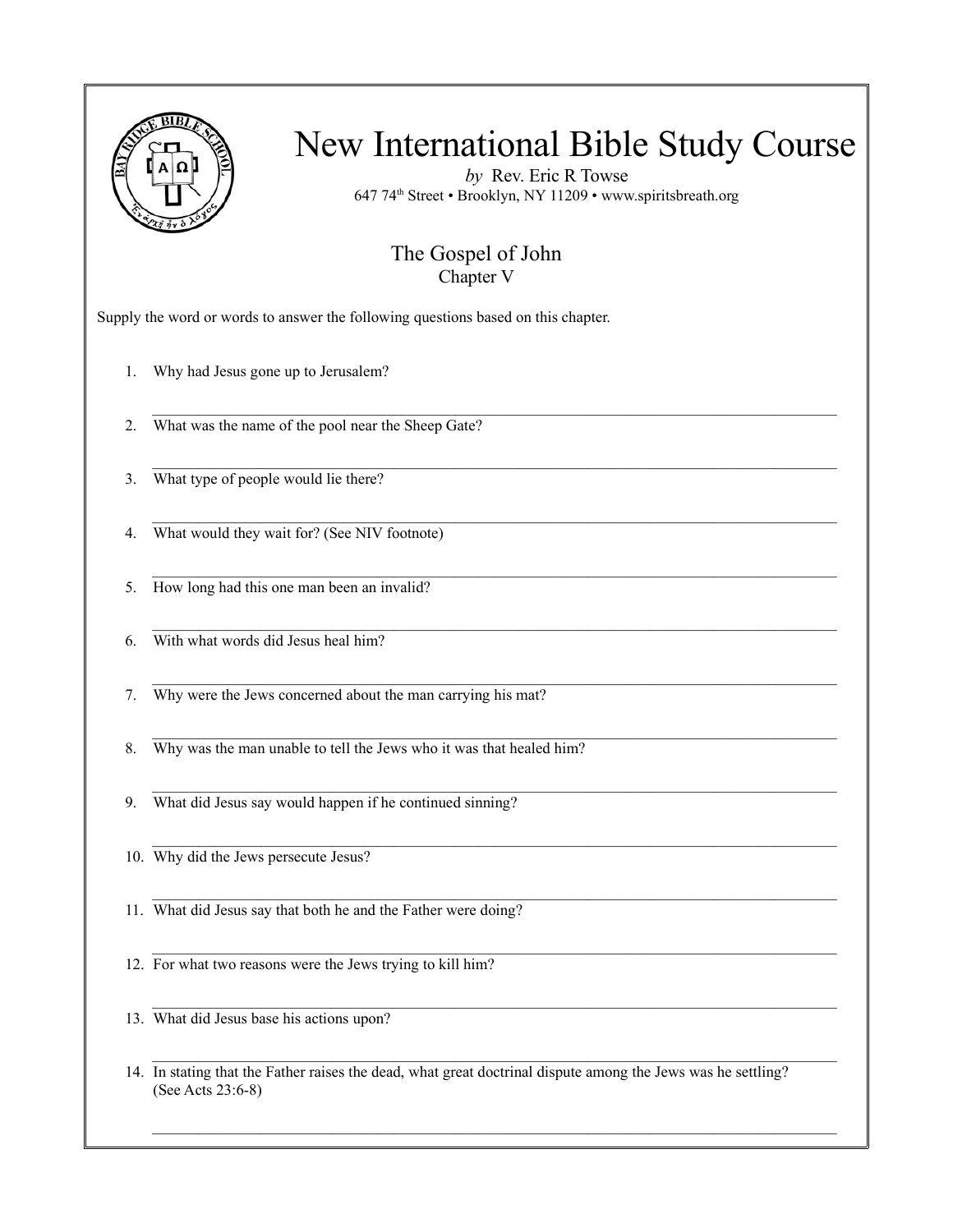# New International Bible Study Course

*by* Rev. Eric R Towse

647 74th Street • Brooklyn, NY 11209 • www.spiritsbreath.org

## The Gospel of John

### Chapter V

Supply the word or words to answer the following questions based on this chapter.

1. Why had Jesus gone up to Jerusalem?

   \_\_\_\_\_\_\_\_\_\_\_\_\_\_\_\_\_\_\_\_\_\_\_\_\_\_\_\_\_\_\_\_\_\_\_\_\_\_\_\_\_\_\_\_\_\_\_\_\_\_\_\_\_\_\_\_\_\_\_\_\_\_\_\_\_\_\_\_\_\_\_\_

2. What was the name of the pool near the Sheep Gate?

   \_\_\_\_\_\_\_\_\_\_\_\_\_\_\_\_\_\_\_\_\_\_\_\_\_\_\_\_\_\_\_\_\_\_\_\_\_\_\_\_\_\_\_\_\_\_\_\_\_\_\_\_\_\_\_\_\_\_\_\_\_\_\_\_\_\_\_\_\_\_\_\_

3. What type of people would lie there?

   \_\_\_\_\_\_\_\_\_\_\_\_\_\_\_\_\_\_\_\_\_\_\_\_\_\_\_\_\_\_\_\_\_\_\_\_\_\_\_\_\_\_\_\_\_\_\_\_\_\_\_\_\_\_\_\_\_\_\_\_\_\_\_\_\_\_\_\_\_\_\_\_

4. What would they wait for? (See NIV footnote)

   \_\_\_\_\_\_\_\_\_\_\_\_\_\_\_\_\_\_\_\_\_\_\_\_\_\_\_\_\_\_\_\_\_\_\_\_\_\_\_\_\_\_\_\_\_\_\_\_\_\_\_\_\_\_\_\_\_\_\_\_\_\_\_\_\_\_\_\_\_\_\_\_

5. How long had this one man been an invalid?

   \_\_\_\_\_\_\_\_\_\_\_\_\_\_\_\_\_\_\_\_\_\_\_\_\_\_\_\_\_\_\_\_\_\_\_\_\_\_\_\_\_\_\_\_\_\_\_\_\_\_\_\_\_\_\_\_\_\_\_\_\_\_\_\_\_\_\_\_\_\_\_\_

6. With what words did Jesus heal him?

   \_\_\_\_\_\_\_\_\_\_\_\_\_\_\_\_\_\_\_\_\_\_\_\_\_\_\_\_\_\_\_\_\_\_\_\_\_\_\_\_\_\_\_\_\_\_\_\_\_\_\_\_\_\_\_\_\_\_\_\_\_\_\_\_\_\_\_\_\_\_\_\_

7. Why were the Jews concerned about the man carrying his mat?

   \_\_\_\_\_\_\_\_\_\_\_\_\_\_\_\_\_\_\_\_\_\_\_\_\_\_\_\_\_\_\_\_\_\_\_\_\_\_\_\_\_\_\_\_\_\_\_\_\_\_\_\_\_\_\_\_\_\_\_\_\_\_\_\_\_\_\_\_\_\_\_\_

8. Why was the man unable to tell the Jews who it was that healed him?

   \_\_\_\_\_\_\_\_\_\_\_\_\_\_\_\_\_\_\_\_\_\_\_\_\_\_\_\_\_\_\_\_\_\_\_\_\_\_\_\_\_\_\_\_\_\_\_\_\_\_\_\_\_\_\_\_\_\_\_\_\_\_\_\_\_\_\_\_\_\_\_\_

9. What did Jesus say would happen if he continued sinning?

   \_\_\_\_\_\_\_\_\_\_\_\_\_\_\_\_\_\_\_\_\_\_\_\_\_\_\_\_\_\_\_\_\_\_\_\_\_\_\_\_\_\_\_\_\_\_\_\_\_\_\_\_\_\_\_\_\_\_\_\_\_\_\_\_\_\_\_\_\_\_\_\_

10. Why did the Jews persecute Jesus?

    \_\_\_\_\_\_\_\_\_\_\_\_\_\_\_\_\_\_\_\_\_\_\_\_\_\_\_\_\_\_\_\_\_\_\_\_\_\_\_\_\_\_\_\_\_\_\_\_\_\_\_\_\_\_\_\_\_\_\_\_\_\_\_\_\_\_\_\_\_\_\_\_

11. What did Jesus say that both he and the Father were doing?

    \_\_\_\_\_\_\_\_\_\_\_\_\_\_\_\_\_\_\_\_\_\_\_\_\_\_\_\_\_\_\_\_\_\_\_\_\_\_\_\_\_\_\_\_\_\_\_\_\_\_\_\_\_\_\_\_\_\_\_\_\_\_\_\_\_\_\_\_\_\_\_\_

12. For what two reasons were the Jews trying to kill him?

    \_\_\_\_\_\_\_\_\_\_\_\_\_\_\_\_\_\_\_\_\_\_\_\_\_\_\_\_\_\_\_\_\_\_\_\_\_\_\_\_\_\_\_\_\_\_\_\_\_\_\_\_\_\_\_\_\_\_\_\_\_\_\_\_\_\_\_\_\_\_\_\_

13. What did Jesus base his actions upon?

    \_\_\_\_\_\_\_\_\_\_\_\_\_\_\_\_\_\_\_\_\_\_\_\_\_\_\_\_\_\_\_\_\_\_\_\_\_\_\_\_\_\_\_\_\_\_\_\_\_\_\_\_\_\_\_\_\_\_\_\_\_\_\_\_\_\_\_\_\_\_\_\_

14. In stating that the Father raises the dead, what great doctrinal dispute among the Jews was he settling? (See Acts 23:6-8)

    \_\_\_\_\_\_\_\_\_\_\_\_\_\_\_\_\_\_\_\_\_\_\_\_\_\_\_\_\_\_\_\_\_\_\_\_\_\_\_\_\_\_\_\_\_\_\_\_\_\_\_\_\_\_\_\_\_\_\_\_\_\_\_\_\_\_\_\_\_\_\_\_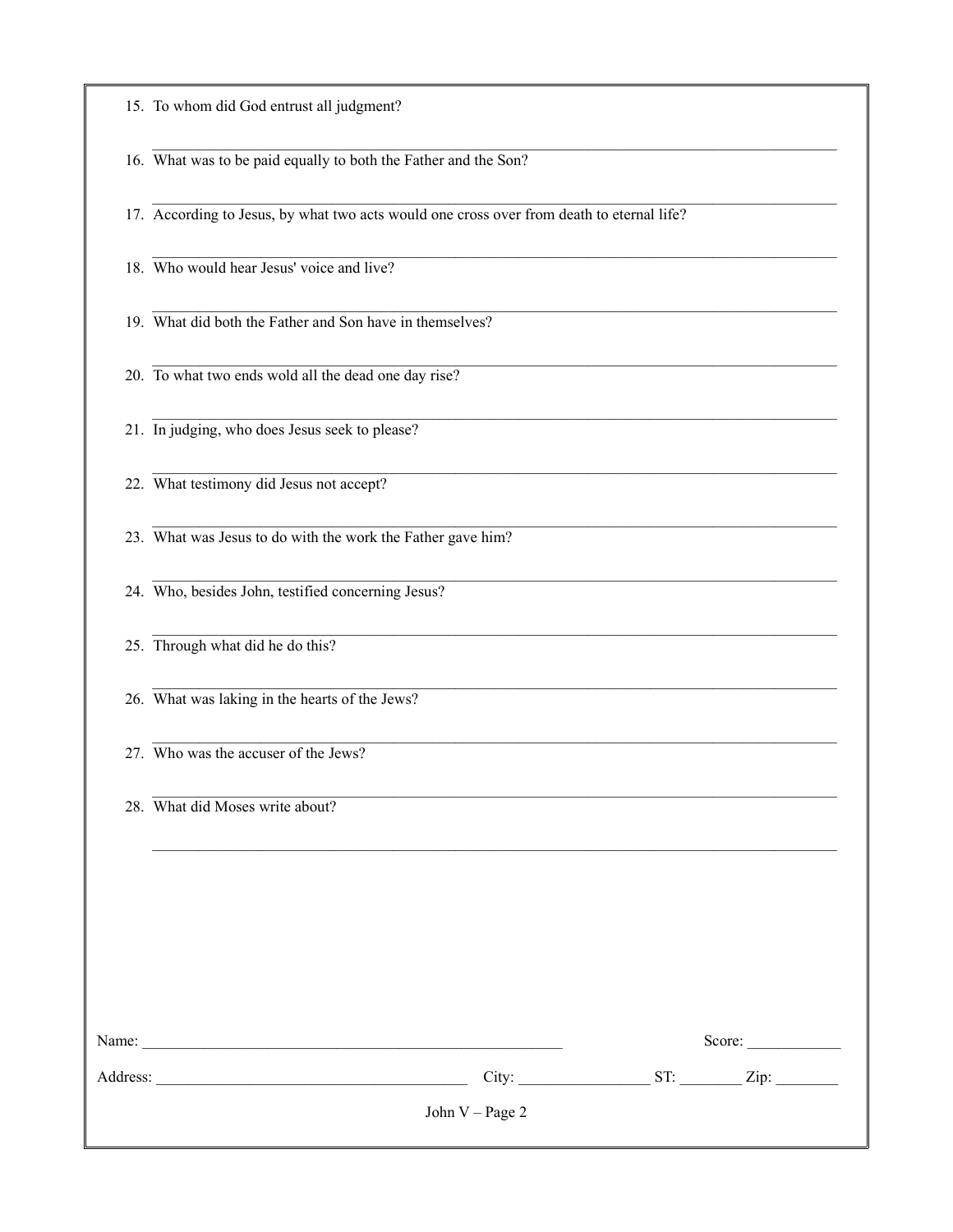15. To whom did God entrust all judgment?

_______________________________________________________________________________

16. What was to be paid equally to both the Father and the Son?

_______________________________________________________________________________

17. According to Jesus, by what two acts would one cross over from death to eternal life?

_______________________________________________________________________________

18. Who would hear Jesus' voice and live?

_______________________________________________________________________________

19. What did both the Father and Son have in themselves?

_______________________________________________________________________________

20. To what two ends wold all the dead one day rise?

_______________________________________________________________________________

21. In judging, who does Jesus seek to please?

_______________________________________________________________________________

22. What testimony did Jesus not accept?

_______________________________________________________________________________

23. What was Jesus to do with the work the Father gave him?

_______________________________________________________________________________

24. Who, besides John, testified concerning Jesus?

_______________________________________________________________________________

25. Through what did he do this?

_______________________________________________________________________________

26. What was laking in the hearts of the Jews?

_______________________________________________________________________________

27. Who was the accuser of the Jews?

_______________________________________________________________________________

28. What did Moses write about?

_______________________________________________________________________________

Name: _______________________________________________ Score: ____________

Address: ___________________________________ City: ________________ ST: ________ Zip: ________

John V – Page 2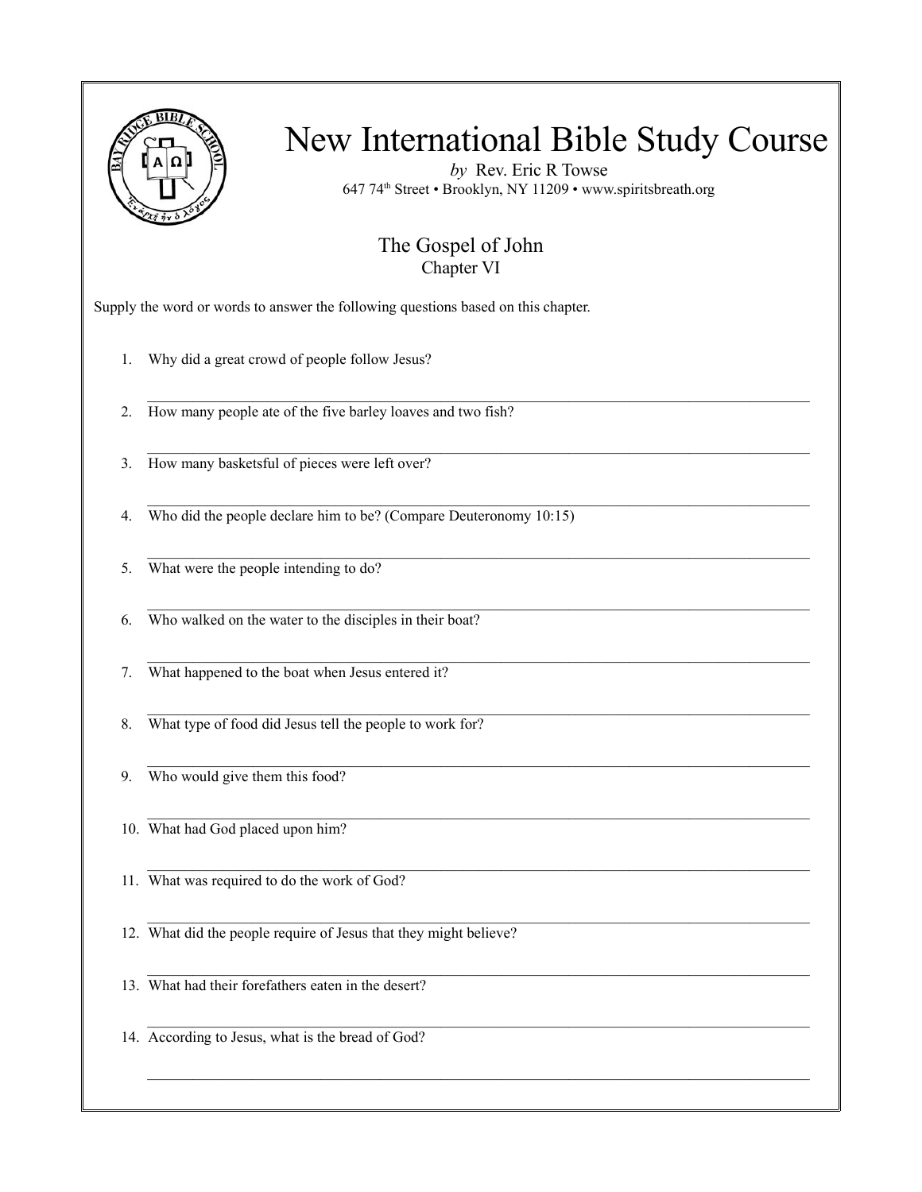# New International Bible Study Course

*by* Rev. Eric R Towse

647 74th Street • Brooklyn, NY 11209 • www.spiritsbreath.org

## The Gospel of John

### Chapter VI

Supply the word or words to answer the following questions based on this chapter.

1. Why did a great crowd of people follow Jesus?

   \_\_\_\_\_\_\_\_\_\_\_\_\_\_\_\_\_\_\_\_\_\_\_\_\_\_\_\_\_\_\_\_\_\_\_\_\_\_\_\_\_\_\_\_\_\_\_\_\_\_\_\_\_\_\_\_\_\_\_\_

2. How many people ate of the five barley loaves and two fish?

   \_\_\_\_\_\_\_\_\_\_\_\_\_\_\_\_\_\_\_\_\_\_\_\_\_\_\_\_\_\_\_\_\_\_\_\_\_\_\_\_\_\_\_\_\_\_\_\_\_\_\_\_\_\_\_\_\_\_\_\_

3. How many basketsful of pieces were left over?

   \_\_\_\_\_\_\_\_\_\_\_\_\_\_\_\_\_\_\_\_\_\_\_\_\_\_\_\_\_\_\_\_\_\_\_\_\_\_\_\_\_\_\_\_\_\_\_\_\_\_\_\_\_\_\_\_\_\_\_\_

4. Who did the people declare him to be? (Compare Deuteronomy 10:15)

   \_\_\_\_\_\_\_\_\_\_\_\_\_\_\_\_\_\_\_\_\_\_\_\_\_\_\_\_\_\_\_\_\_\_\_\_\_\_\_\_\_\_\_\_\_\_\_\_\_\_\_\_\_\_\_\_\_\_\_\_

5. What were the people intending to do?

   \_\_\_\_\_\_\_\_\_\_\_\_\_\_\_\_\_\_\_\_\_\_\_\_\_\_\_\_\_\_\_\_\_\_\_\_\_\_\_\_\_\_\_\_\_\_\_\_\_\_\_\_\_\_\_\_\_\_\_\_

6. Who walked on the water to the disciples in their boat?

   \_\_\_\_\_\_\_\_\_\_\_\_\_\_\_\_\_\_\_\_\_\_\_\_\_\_\_\_\_\_\_\_\_\_\_\_\_\_\_\_\_\_\_\_\_\_\_\_\_\_\_\_\_\_\_\_\_\_\_\_

7. What happened to the boat when Jesus entered it?

   \_\_\_\_\_\_\_\_\_\_\_\_\_\_\_\_\_\_\_\_\_\_\_\_\_\_\_\_\_\_\_\_\_\_\_\_\_\_\_\_\_\_\_\_\_\_\_\_\_\_\_\_\_\_\_\_\_\_\_\_

8. What type of food did Jesus tell the people to work for?

   \_\_\_\_\_\_\_\_\_\_\_\_\_\_\_\_\_\_\_\_\_\_\_\_\_\_\_\_\_\_\_\_\_\_\_\_\_\_\_\_\_\_\_\_\_\_\_\_\_\_\_\_\_\_\_\_\_\_\_\_

9. Who would give them this food?

   \_\_\_\_\_\_\_\_\_\_\_\_\_\_\_\_\_\_\_\_\_\_\_\_\_\_\_\_\_\_\_\_\_\_\_\_\_\_\_\_\_\_\_\_\_\_\_\_\_\_\_\_\_\_\_\_\_\_\_\_

10. What had God placed upon him?

    \_\_\_\_\_\_\_\_\_\_\_\_\_\_\_\_\_\_\_\_\_\_\_\_\_\_\_\_\_\_\_\_\_\_\_\_\_\_\_\_\_\_\_\_\_\_\_\_\_\_\_\_\_\_\_\_\_\_\_\_

11. What was required to do the work of God?

    \_\_\_\_\_\_\_\_\_\_\_\_\_\_\_\_\_\_\_\_\_\_\_\_\_\_\_\_\_\_\_\_\_\_\_\_\_\_\_\_\_\_\_\_\_\_\_\_\_\_\_\_\_\_\_\_\_\_\_\_

12. What did the people require of Jesus that they might believe?

    \_\_\_\_\_\_\_\_\_\_\_\_\_\_\_\_\_\_\_\_\_\_\_\_\_\_\_\_\_\_\_\_\_\_\_\_\_\_\_\_\_\_\_\_\_\_\_\_\_\_\_\_\_\_\_\_\_\_\_\_

13. What had their forefathers eaten in the desert?

    \_\_\_\_\_\_\_\_\_\_\_\_\_\_\_\_\_\_\_\_\_\_\_\_\_\_\_\_\_\_\_\_\_\_\_\_\_\_\_\_\_\_\_\_\_\_\_\_\_\_\_\_\_\_\_\_\_\_\_\_

14. According to Jesus, what is the bread of God?

    \_\_\_\_\_\_\_\_\_\_\_\_\_\_\_\_\_\_\_\_\_\_\_\_\_\_\_\_\_\_\_\_\_\_\_\_\_\_\_\_\_\_\_\_\_\_\_\_\_\_\_\_\_\_\_\_\_\_\_\_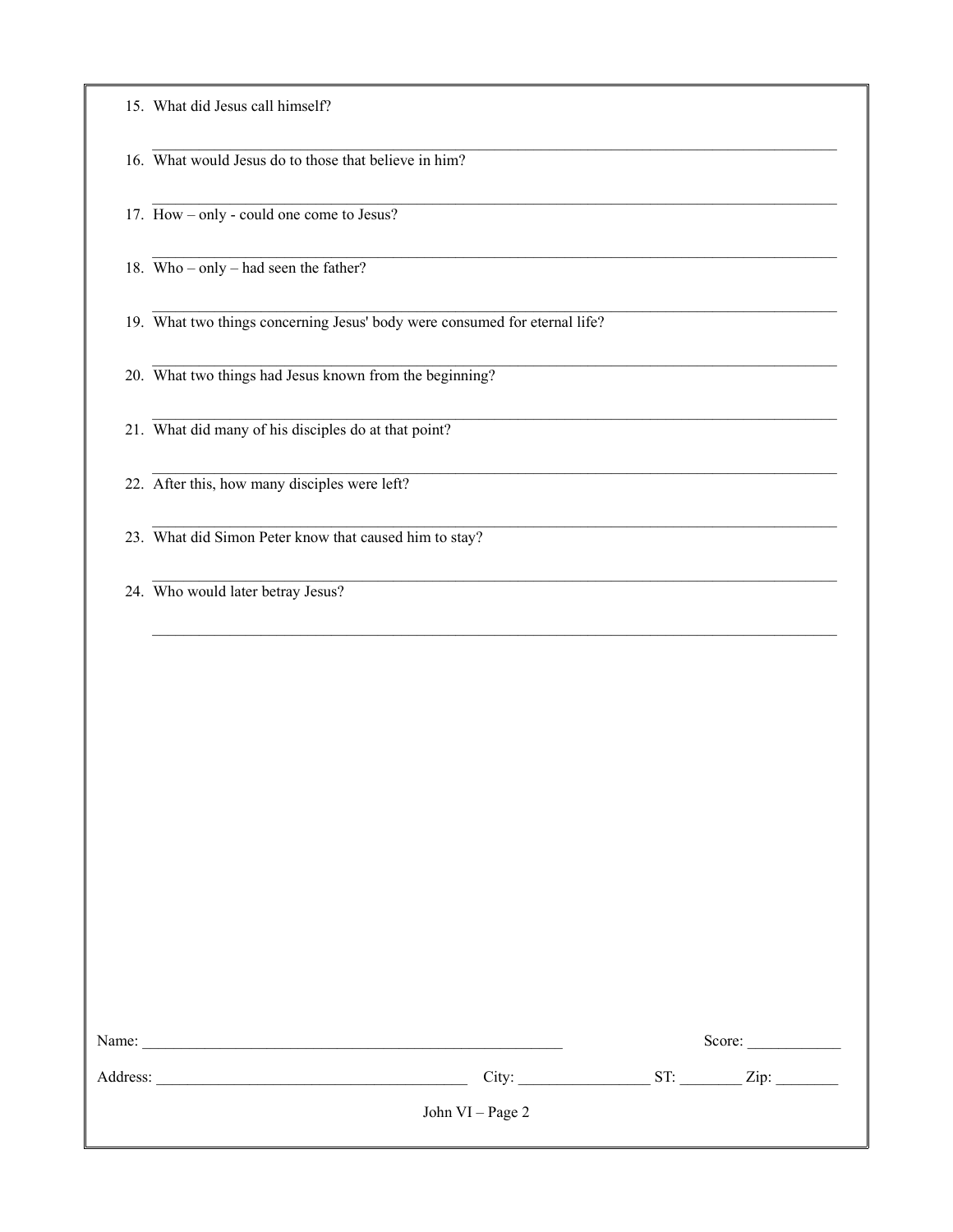15. What did Jesus call himself?

_______________________________________________________________________________

16. What would Jesus do to those that believe in him?

_______________________________________________________________________________

17. How – only - could one come to Jesus?

_______________________________________________________________________________

18. Who – only – had seen the father?

_______________________________________________________________________________

19. What two things concerning Jesus' body were consumed for eternal life?

_______________________________________________________________________________

20. What two things had Jesus known from the beginning?

_______________________________________________________________________________

21. What did many of his disciples do at that point?

_______________________________________________________________________________

22. After this, how many disciples were left?

_______________________________________________________________________________

23. What did Simon Peter know that caused him to stay?

_______________________________________________________________________________

24. Who would later betray Jesus?

_______________________________________________________________________________

Name: _______________________________________________________ Score: ____________

Address: ________________________________________ City: _________________ ST: ________ Zip: ________

John VI – Page 2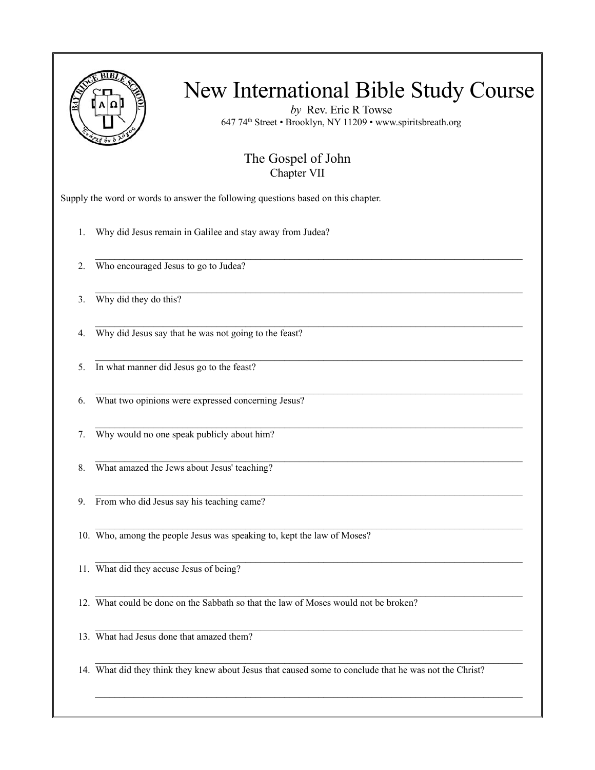# New International Bible Study Course

*by* Rev. Eric R Towse

647 74th Street • Brooklyn, NY 11209 • www.spiritsbreath.org

## The Gospel of John

### Chapter VII

Supply the word or words to answer the following questions based on this chapter.

1. Why did Jesus remain in Galilee and stay away from Judea?

   ______________________________________________

2. Who encouraged Jesus to go to Judea?

   ______________________________________________

3. Why did they do this?

   ______________________________________________

4. Why did Jesus say that he was not going to the feast?

   ______________________________________________

5. In what manner did Jesus go to the feast?

   ______________________________________________

6. What two opinions were expressed concerning Jesus?

   ______________________________________________

7. Why would no one speak publicly about him?

   ______________________________________________

8. What amazed the Jews about Jesus' teaching?

   ______________________________________________

9. From who did Jesus say his teaching came?

   ______________________________________________

10. Who, among the people Jesus was speaking to, kept the law of Moses?

    ______________________________________________

11. What did they accuse Jesus of being?

    ______________________________________________

12. What could be done on the Sabbath so that the law of Moses would not be broken?

    ______________________________________________

13. What had Jesus done that amazed them?

    ______________________________________________

14. What did they think they knew about Jesus that caused some to conclude that he was not the Christ?

    ______________________________________________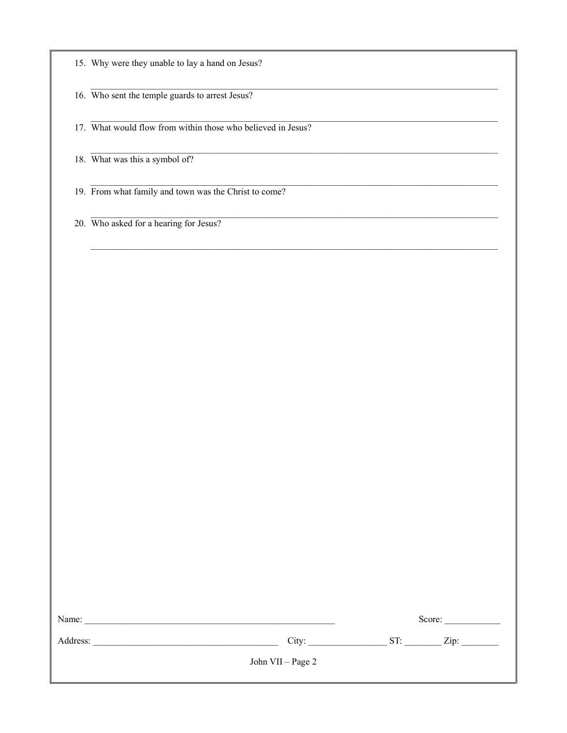15. Why were they unable to lay a hand on Jesus?

_______________________________________________________________________________________

16. Who sent the temple guards to arrest Jesus?

_______________________________________________________________________________________

17. What would flow from within those who believed in Jesus?

_______________________________________________________________________________________

18. What was this a symbol of?

_______________________________________________________________________________________

19. From what family and town was the Christ to come?

_______________________________________________________________________________________

20. Who asked for a hearing for Jesus?

_______________________________________________________________________________________

Name: ____________________________________________________________ Score: ____________

Address: ___________________________________________ City: _________________ ST: ________ Zip: ________

John VII – Page 2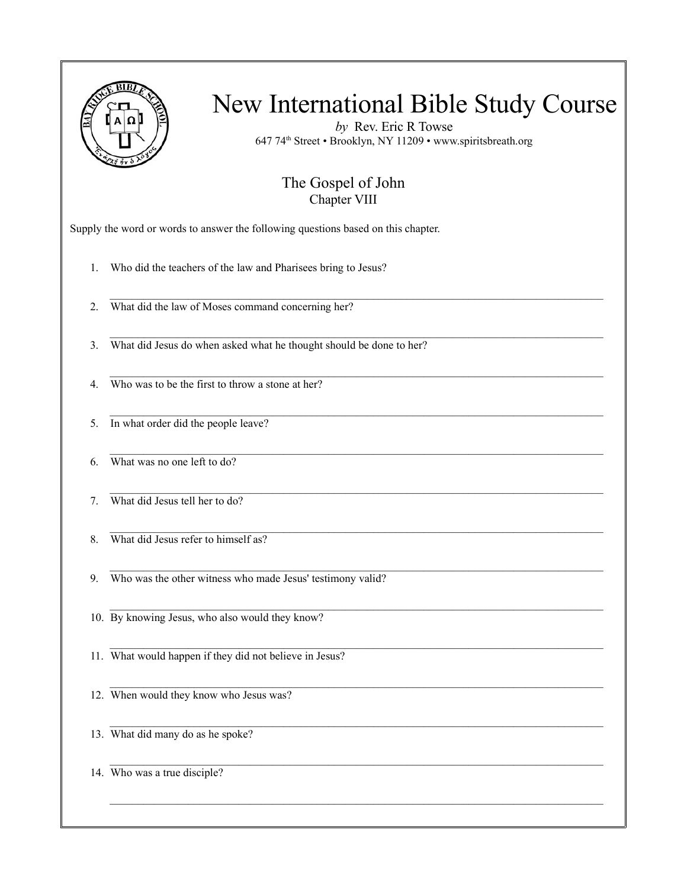# New International Bible Study Course

*by* Rev. Eric R Towse

647 74th Street • Brooklyn, NY 11209 • www.spiritsbreath.org

## The Gospel of John

### Chapter VIII

Supply the word or words to answer the following questions based on this chapter.

1. Who did the teachers of the law and Pharisees bring to Jesus?

   \_\_\_\_\_\_\_\_\_\_\_\_\_\_\_\_\_\_\_\_\_\_\_\_\_\_\_\_\_\_\_\_\_\_\_\_\_\_\_\_

2. What did the law of Moses command concerning her?

   \_\_\_\_\_\_\_\_\_\_\_\_\_\_\_\_\_\_\_\_\_\_\_\_\_\_\_\_\_\_\_\_\_\_\_\_\_\_\_\_

3. What did Jesus do when asked what he thought should be done to her?

   \_\_\_\_\_\_\_\_\_\_\_\_\_\_\_\_\_\_\_\_\_\_\_\_\_\_\_\_\_\_\_\_\_\_\_\_\_\_\_\_

4. Who was to be the first to throw a stone at her?

   \_\_\_\_\_\_\_\_\_\_\_\_\_\_\_\_\_\_\_\_\_\_\_\_\_\_\_\_\_\_\_\_\_\_\_\_\_\_\_\_

5. In what order did the people leave?

   \_\_\_\_\_\_\_\_\_\_\_\_\_\_\_\_\_\_\_\_\_\_\_\_\_\_\_\_\_\_\_\_\_\_\_\_\_\_\_\_

6. What was no one left to do?

   \_\_\_\_\_\_\_\_\_\_\_\_\_\_\_\_\_\_\_\_\_\_\_\_\_\_\_\_\_\_\_\_\_\_\_\_\_\_\_\_

7. What did Jesus tell her to do?

   \_\_\_\_\_\_\_\_\_\_\_\_\_\_\_\_\_\_\_\_\_\_\_\_\_\_\_\_\_\_\_\_\_\_\_\_\_\_\_\_

8. What did Jesus refer to himself as?

   \_\_\_\_\_\_\_\_\_\_\_\_\_\_\_\_\_\_\_\_\_\_\_\_\_\_\_\_\_\_\_\_\_\_\_\_\_\_\_\_

9. Who was the other witness who made Jesus' testimony valid?

   \_\_\_\_\_\_\_\_\_\_\_\_\_\_\_\_\_\_\_\_\_\_\_\_\_\_\_\_\_\_\_\_\_\_\_\_\_\_\_\_

10. By knowing Jesus, who also would they know?

    \_\_\_\_\_\_\_\_\_\_\_\_\_\_\_\_\_\_\_\_\_\_\_\_\_\_\_\_\_\_\_\_\_\_\_\_\_\_\_\_

11. What would happen if they did not believe in Jesus?

    \_\_\_\_\_\_\_\_\_\_\_\_\_\_\_\_\_\_\_\_\_\_\_\_\_\_\_\_\_\_\_\_\_\_\_\_\_\_\_\_

12. When would they know who Jesus was?

    \_\_\_\_\_\_\_\_\_\_\_\_\_\_\_\_\_\_\_\_\_\_\_\_\_\_\_\_\_\_\_\_\_\_\_\_\_\_\_\_

13. What did many do as he spoke?

    \_\_\_\_\_\_\_\_\_\_\_\_\_\_\_\_\_\_\_\_\_\_\_\_\_\_\_\_\_\_\_\_\_\_\_\_\_\_\_\_

14. Who was a true disciple?

    \_\_\_\_\_\_\_\_\_\_\_\_\_\_\_\_\_\_\_\_\_\_\_\_\_\_\_\_\_\_\_\_\_\_\_\_\_\_\_\_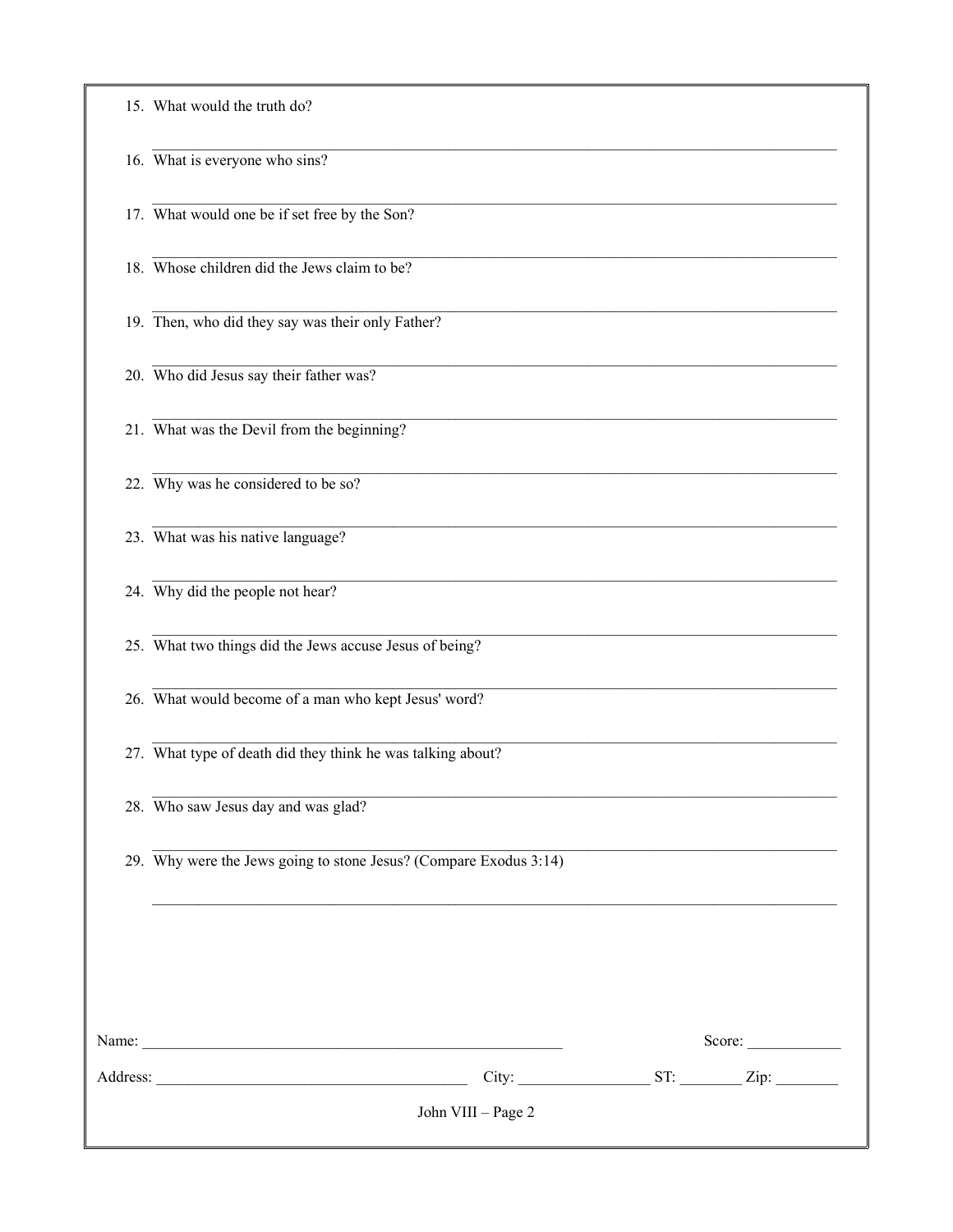15. What would the truth do?

_______________________________________________________________________________________

16. What is everyone who sins?

_______________________________________________________________________________________

17. What would one be if set free by the Son?

_______________________________________________________________________________________

18. Whose children did the Jews claim to be?

_______________________________________________________________________________________

19. Then, who did they say was their only Father?

_______________________________________________________________________________________

20. Who did Jesus say their father was?

_______________________________________________________________________________________

21. What was the Devil from the beginning?

_______________________________________________________________________________________

22. Why was he considered to be so?

_______________________________________________________________________________________

23. What was his native language?

_______________________________________________________________________________________

24. Why did the people not hear?

_______________________________________________________________________________________

25. What two things did the Jews accuse Jesus of being?

_______________________________________________________________________________________

26. What would become of a man who kept Jesus' word?

_______________________________________________________________________________________

27. What type of death did they think he was talking about?

_______________________________________________________________________________________

28. Who saw Jesus day and was glad?

_______________________________________________________________________________________

29. Why were the Jews going to stone Jesus? (Compare Exodus 3:14)

_______________________________________________________________________________________

Name: ___________________________________________________________ Score: ____________

Address: __________________________________________ City: _________________ ST: ________ Zip: ________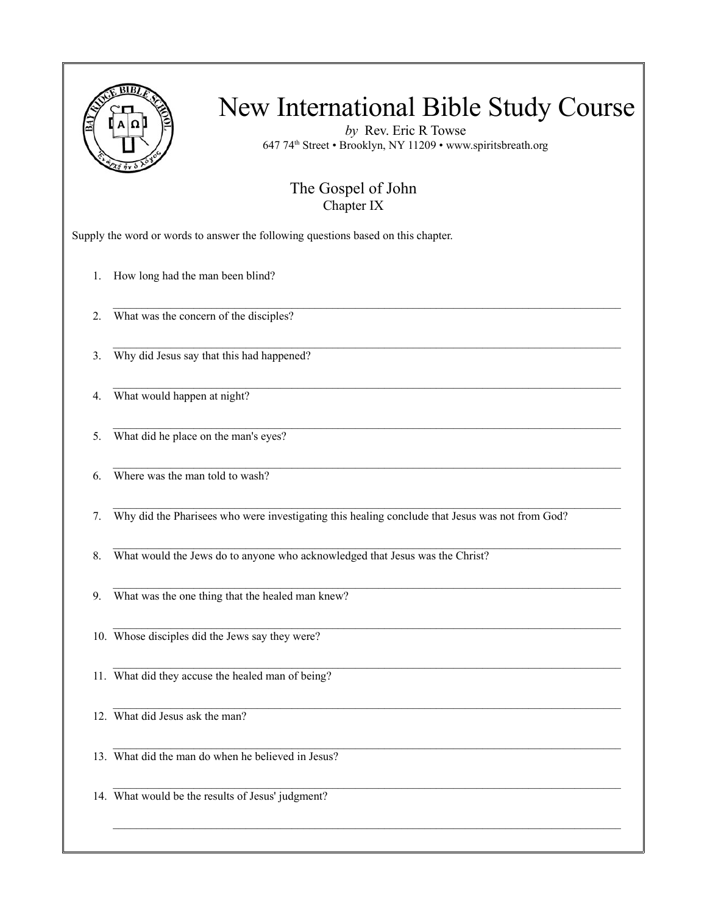# New International Bible Study Course

*by* Rev. Eric R Towse

647 74th Street • Brooklyn, NY 11209 • www.spiritsbreath.org

## The Gospel of John

### Chapter IX

Supply the word or words to answer the following questions based on this chapter.

1. How long had the man been blind?

   \_\_\_\_\_\_\_\_\_\_\_\_\_\_\_\_\_\_\_\_\_\_\_\_\_\_\_\_\_\_\_\_\_\_\_\_\_\_\_\_\_\_\_\_\_\_\_\_

2. What was the concern of the disciples?

   \_\_\_\_\_\_\_\_\_\_\_\_\_\_\_\_\_\_\_\_\_\_\_\_\_\_\_\_\_\_\_\_\_\_\_\_\_\_\_\_\_\_\_\_\_\_\_\_

3. Why did Jesus say that this had happened?

   \_\_\_\_\_\_\_\_\_\_\_\_\_\_\_\_\_\_\_\_\_\_\_\_\_\_\_\_\_\_\_\_\_\_\_\_\_\_\_\_\_\_\_\_\_\_\_\_

4. What would happen at night?

   \_\_\_\_\_\_\_\_\_\_\_\_\_\_\_\_\_\_\_\_\_\_\_\_\_\_\_\_\_\_\_\_\_\_\_\_\_\_\_\_\_\_\_\_\_\_\_\_

5. What did he place on the man's eyes?

   \_\_\_\_\_\_\_\_\_\_\_\_\_\_\_\_\_\_\_\_\_\_\_\_\_\_\_\_\_\_\_\_\_\_\_\_\_\_\_\_\_\_\_\_\_\_\_\_

6. Where was the man told to wash?

   \_\_\_\_\_\_\_\_\_\_\_\_\_\_\_\_\_\_\_\_\_\_\_\_\_\_\_\_\_\_\_\_\_\_\_\_\_\_\_\_\_\_\_\_\_\_\_\_

7. Why did the Pharisees who were investigating this healing conclude that Jesus was not from God?

   \_\_\_\_\_\_\_\_\_\_\_\_\_\_\_\_\_\_\_\_\_\_\_\_\_\_\_\_\_\_\_\_\_\_\_\_\_\_\_\_\_\_\_\_\_\_\_\_

8. What would the Jews do to anyone who acknowledged that Jesus was the Christ?

   \_\_\_\_\_\_\_\_\_\_\_\_\_\_\_\_\_\_\_\_\_\_\_\_\_\_\_\_\_\_\_\_\_\_\_\_\_\_\_\_\_\_\_\_\_\_\_\_

9. What was the one thing that the healed man knew?

   \_\_\_\_\_\_\_\_\_\_\_\_\_\_\_\_\_\_\_\_\_\_\_\_\_\_\_\_\_\_\_\_\_\_\_\_\_\_\_\_\_\_\_\_\_\_\_\_

10. Whose disciples did the Jews say they were?

    \_\_\_\_\_\_\_\_\_\_\_\_\_\_\_\_\_\_\_\_\_\_\_\_\_\_\_\_\_\_\_\_\_\_\_\_\_\_\_\_\_\_\_\_\_\_\_\_

11. What did they accuse the healed man of being?

    \_\_\_\_\_\_\_\_\_\_\_\_\_\_\_\_\_\_\_\_\_\_\_\_\_\_\_\_\_\_\_\_\_\_\_\_\_\_\_\_\_\_\_\_\_\_\_\_

12. What did Jesus ask the man?

    \_\_\_\_\_\_\_\_\_\_\_\_\_\_\_\_\_\_\_\_\_\_\_\_\_\_\_\_\_\_\_\_\_\_\_\_\_\_\_\_\_\_\_\_\_\_\_\_

13. What did the man do when he believed in Jesus?

    \_\_\_\_\_\_\_\_\_\_\_\_\_\_\_\_\_\_\_\_\_\_\_\_\_\_\_\_\_\_\_\_\_\_\_\_\_\_\_\_\_\_\_\_\_\_\_\_

14. What would be the results of Jesus' judgment?

    \_\_\_\_\_\_\_\_\_\_\_\_\_\_\_\_\_\_\_\_\_\_\_\_\_\_\_\_\_\_\_\_\_\_\_\_\_\_\_\_\_\_\_\_\_\_\_\_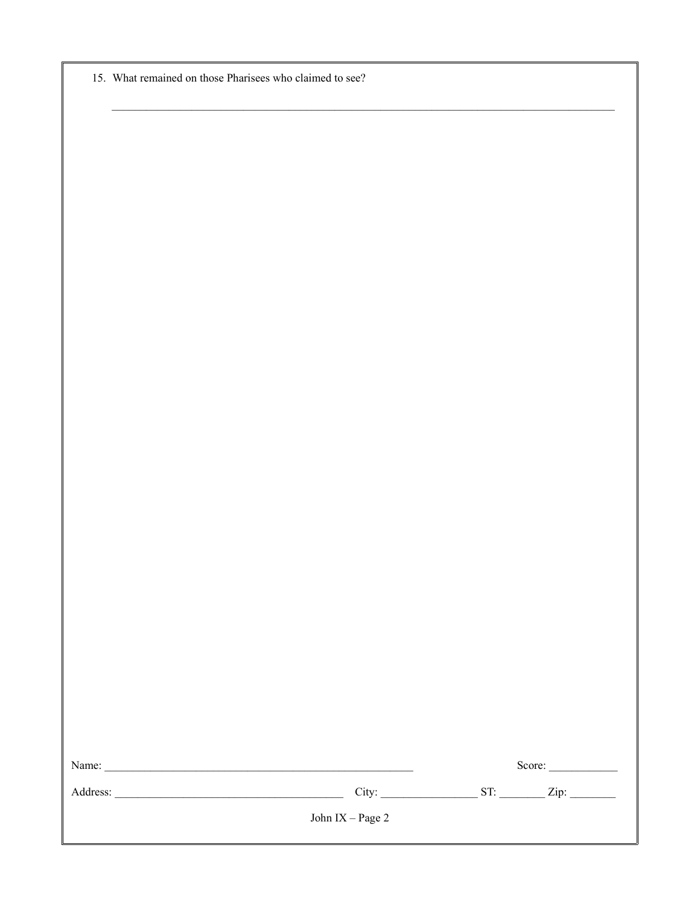15. What remained on those Pharisees who claimed to see?

    ______________________________________________________________________________

Name: ____________________________________________________ Score: ___________

Address: ______________________________________ City: ________________ ST: ________ Zip: ________

John IX – Page 2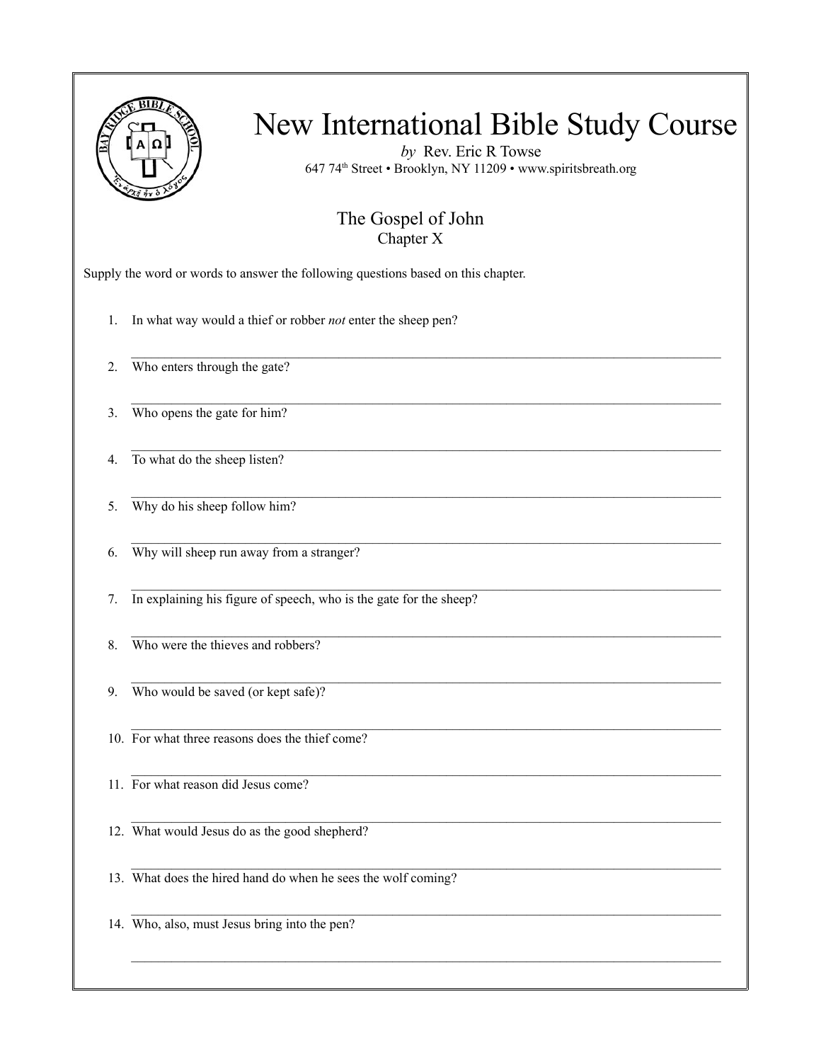# New International Bible Study Course

*by* Rev. Eric R Towse
647 74th Street • Brooklyn, NY 11209 • www.spiritsbreath.org

## The Gospel of John
Chapter X

Supply the word or words to answer the following questions based on this chapter.

1. In what way would a thief or robber *not* enter the sheep pen?
_______________________________________________
2. Who enters through the gate?
_______________________________________________
3. Who opens the gate for him?
_______________________________________________
4. To what do the sheep listen?
_______________________________________________
5. Why do his sheep follow him?
_______________________________________________
6. Why will sheep run away from a stranger?
_______________________________________________
7. In explaining his figure of speech, who is the gate for the sheep?
_______________________________________________
8. Who were the thieves and robbers?
_______________________________________________
9. Who would be saved (or kept safe)?
_______________________________________________
10. For what three reasons does the thief come?
_______________________________________________
11. For what reason did Jesus come?
_______________________________________________
12. What would Jesus do as the good shepherd?
_______________________________________________
13. What does the hired hand do when he sees the wolf coming?
_______________________________________________
14. Who, also, must Jesus bring into the pen?
_______________________________________________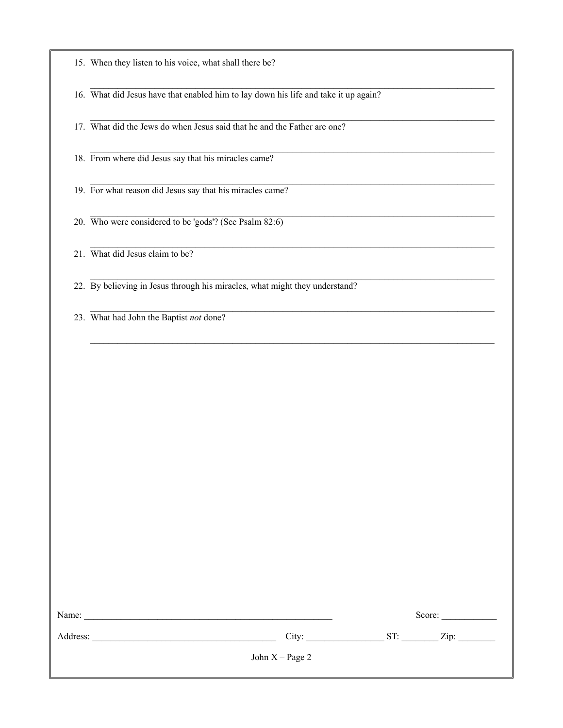15. When they listen to his voice, what shall there be?

_______________________________________________________________________________

16. What did Jesus have that enabled him to lay down his life and take it up again?

_______________________________________________________________________________

17. What did the Jews do when Jesus said that he and the Father are one?

_______________________________________________________________________________

18. From where did Jesus say that his miracles came?

_______________________________________________________________________________

19. For what reason did Jesus say that his miracles came?

_______________________________________________________________________________

20. Who were considered to be 'gods'? (See Psalm 82:6)

_______________________________________________________________________________

21. What did Jesus claim to be?

_______________________________________________________________________________

22. By believing in Jesus through his miracles, what might they understand?

_______________________________________________________________________________

23. What had John the Baptist *not* done?

_______________________________________________________________________________

Name: ________________________________________________ Score: ____________

Address: ___________________________________ City: ________________ ST: ________ Zip: ________

John X – Page 2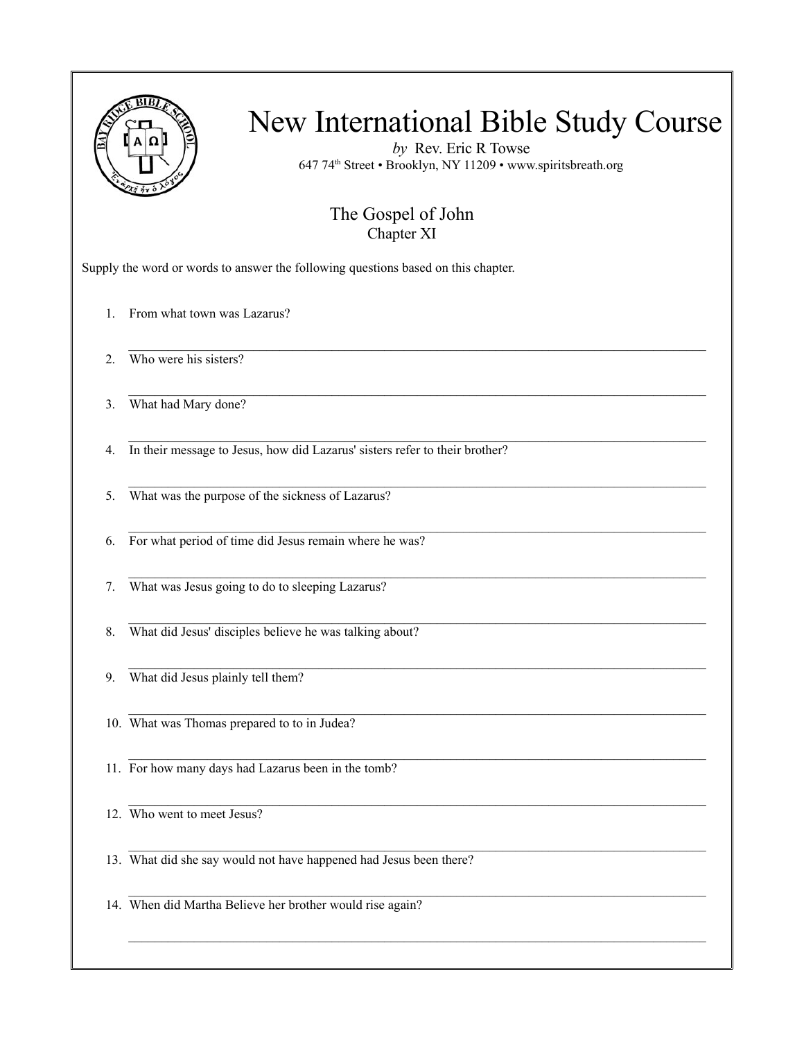# New International Bible Study Course

*by* Rev. Eric R Towse
647 74th Street • Brooklyn, NY 11209 • www.spiritsbreath.org

## The Gospel of John
### Chapter XI

Supply the word or words to answer the following questions based on this chapter.

1. From what town was Lazarus?

   ______________________________________________________________________

2. Who were his sisters?

   ______________________________________________________________________

3. What had Mary done?

   ______________________________________________________________________

4. In their message to Jesus, how did Lazarus' sisters refer to their brother?

   ______________________________________________________________________

5. What was the purpose of the sickness of Lazarus?

   ______________________________________________________________________

6. For what period of time did Jesus remain where he was?

   ______________________________________________________________________

7. What was Jesus going to do to sleeping Lazarus?

   ______________________________________________________________________

8. What did Jesus' disciples believe he was talking about?

   ______________________________________________________________________

9. What did Jesus plainly tell them?

   ______________________________________________________________________

10. What was Thomas prepared to to in Judea?

    ______________________________________________________________________

11. For how many days had Lazarus been in the tomb?

    ______________________________________________________________________

12. Who went to meet Jesus?

    ______________________________________________________________________

13. What did she say would not have happened had Jesus been there?

    ______________________________________________________________________

14. When did Martha Believe her brother would rise again?

    ______________________________________________________________________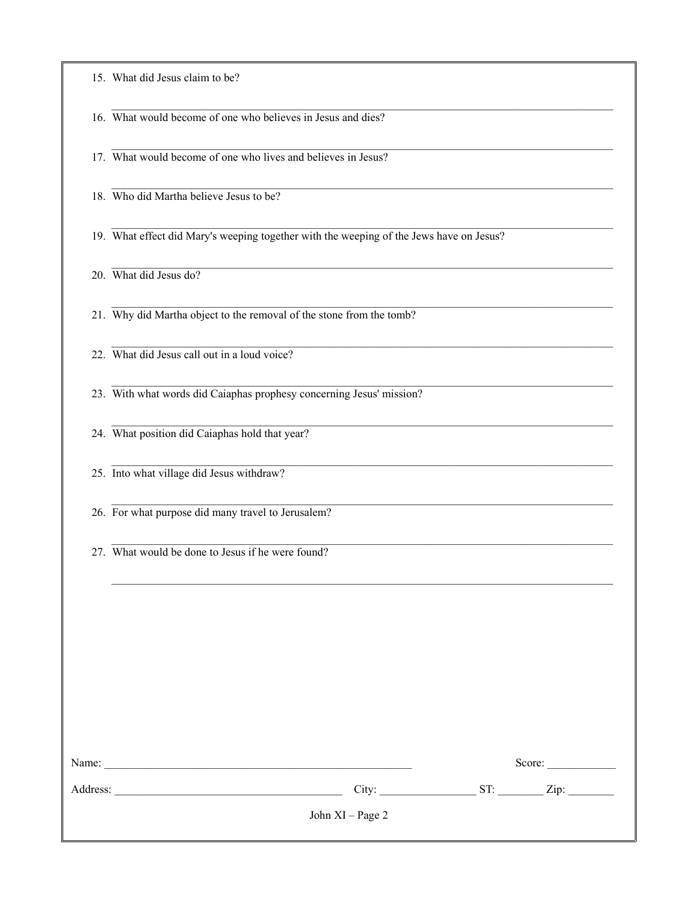15. What did Jesus claim to be?

_______________________________________________________________________________

16. What would become of one who believes in Jesus and dies?

_______________________________________________________________________________

17. What would become of one who lives and believes in Jesus?

_______________________________________________________________________________

18. Who did Martha believe Jesus to be?

_______________________________________________________________________________

19. What effect did Mary's weeping together with the weeping of the Jews have on Jesus?

_______________________________________________________________________________

20. What did Jesus do?

_______________________________________________________________________________

21. Why did Martha object to the removal of the stone from the tomb?

_______________________________________________________________________________

22. What did Jesus call out in a loud voice?

_______________________________________________________________________________

23. With what words did Caiaphas prophesy concerning Jesus' mission?

_______________________________________________________________________________

24. What position did Caiaphas hold that year?

_______________________________________________________________________________

25. Into what village did Jesus withdraw?

_______________________________________________________________________________

26. For what purpose did many travel to Jerusalem?

_______________________________________________________________________________

27. What would be done to Jesus if he were found?

_______________________________________________________________________________

Name: ________________________________________________________ Score: ____________

Address: ________________________________________ City: _________________ ST: ________ Zip: ________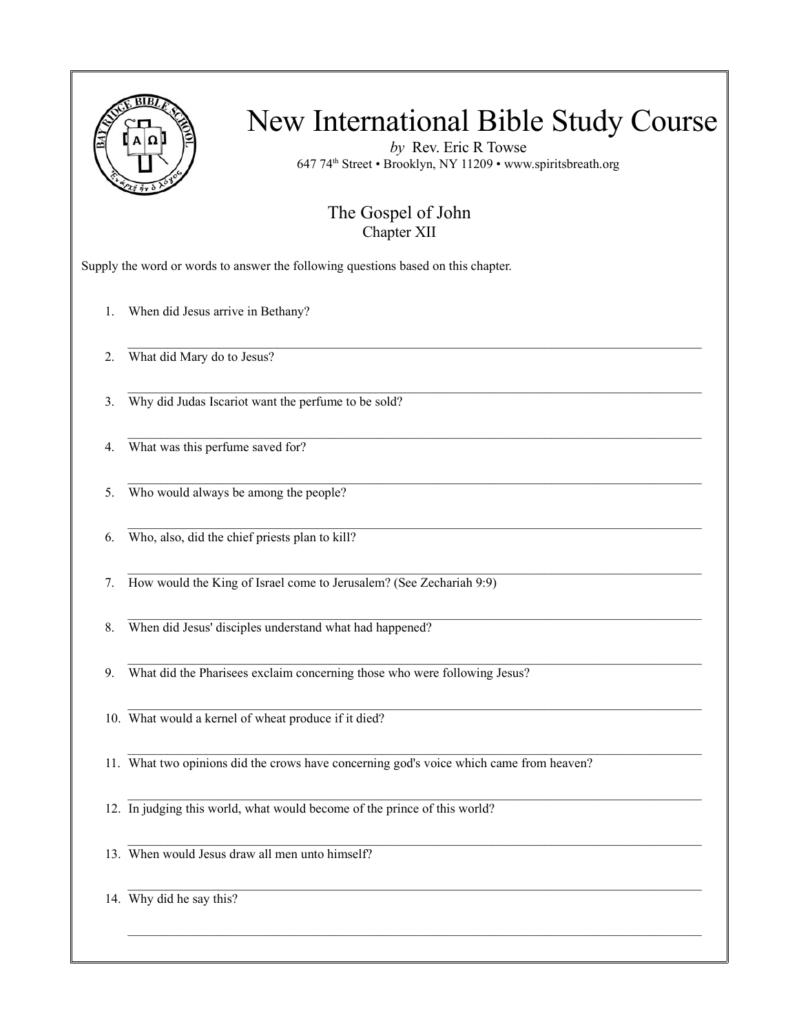# New International Bible Study Course

*by* Rev. Eric R Towse

647 74th Street • Brooklyn, NY 11209 • www.spiritsbreath.org

## The Gospel of John

### Chapter XII

Supply the word or words to answer the following questions based on this chapter.

1. When did Jesus arrive in Bethany?

   \_\_\_\_\_\_\_\_\_\_\_\_\_\_\_\_\_\_\_\_\_\_\_\_\_\_\_\_\_\_\_\_\_\_\_\_\_\_\_\_\_\_\_\_\_\_\_\_\_\_\_\_\_\_\_\_\_\_\_\_\_\_\_\_\_\_\_\_\_\_\_\_\_\_\_\_\_\_\_\_

2. What did Mary do to Jesus?

   \_\_\_\_\_\_\_\_\_\_\_\_\_\_\_\_\_\_\_\_\_\_\_\_\_\_\_\_\_\_\_\_\_\_\_\_\_\_\_\_\_\_\_\_\_\_\_\_\_\_\_\_\_\_\_\_\_\_\_\_\_\_\_\_\_\_\_\_\_\_\_\_\_\_\_\_\_\_\_\_

3. Why did Judas Iscariot want the perfume to be sold?

   \_\_\_\_\_\_\_\_\_\_\_\_\_\_\_\_\_\_\_\_\_\_\_\_\_\_\_\_\_\_\_\_\_\_\_\_\_\_\_\_\_\_\_\_\_\_\_\_\_\_\_\_\_\_\_\_\_\_\_\_\_\_\_\_\_\_\_\_\_\_\_\_\_\_\_\_\_\_\_\_

4. What was this perfume saved for?

   \_\_\_\_\_\_\_\_\_\_\_\_\_\_\_\_\_\_\_\_\_\_\_\_\_\_\_\_\_\_\_\_\_\_\_\_\_\_\_\_\_\_\_\_\_\_\_\_\_\_\_\_\_\_\_\_\_\_\_\_\_\_\_\_\_\_\_\_\_\_\_\_\_\_\_\_\_\_\_\_

5. Who would always be among the people?

   \_\_\_\_\_\_\_\_\_\_\_\_\_\_\_\_\_\_\_\_\_\_\_\_\_\_\_\_\_\_\_\_\_\_\_\_\_\_\_\_\_\_\_\_\_\_\_\_\_\_\_\_\_\_\_\_\_\_\_\_\_\_\_\_\_\_\_\_\_\_\_\_\_\_\_\_\_\_\_\_

6. Who, also, did the chief priests plan to kill?

   \_\_\_\_\_\_\_\_\_\_\_\_\_\_\_\_\_\_\_\_\_\_\_\_\_\_\_\_\_\_\_\_\_\_\_\_\_\_\_\_\_\_\_\_\_\_\_\_\_\_\_\_\_\_\_\_\_\_\_\_\_\_\_\_\_\_\_\_\_\_\_\_\_\_\_\_\_\_\_\_

7. How would the King of Israel come to Jerusalem? (See Zechariah 9:9)

   \_\_\_\_\_\_\_\_\_\_\_\_\_\_\_\_\_\_\_\_\_\_\_\_\_\_\_\_\_\_\_\_\_\_\_\_\_\_\_\_\_\_\_\_\_\_\_\_\_\_\_\_\_\_\_\_\_\_\_\_\_\_\_\_\_\_\_\_\_\_\_\_\_\_\_\_\_\_\_\_

8. When did Jesus' disciples understand what had happened?

   \_\_\_\_\_\_\_\_\_\_\_\_\_\_\_\_\_\_\_\_\_\_\_\_\_\_\_\_\_\_\_\_\_\_\_\_\_\_\_\_\_\_\_\_\_\_\_\_\_\_\_\_\_\_\_\_\_\_\_\_\_\_\_\_\_\_\_\_\_\_\_\_\_\_\_\_\_\_\_\_

9. What did the Pharisees exclaim concerning those who were following Jesus?

   \_\_\_\_\_\_\_\_\_\_\_\_\_\_\_\_\_\_\_\_\_\_\_\_\_\_\_\_\_\_\_\_\_\_\_\_\_\_\_\_\_\_\_\_\_\_\_\_\_\_\_\_\_\_\_\_\_\_\_\_\_\_\_\_\_\_\_\_\_\_\_\_\_\_\_\_\_\_\_\_

10. What would a kernel of wheat produce if it died?

    \_\_\_\_\_\_\_\_\_\_\_\_\_\_\_\_\_\_\_\_\_\_\_\_\_\_\_\_\_\_\_\_\_\_\_\_\_\_\_\_\_\_\_\_\_\_\_\_\_\_\_\_\_\_\_\_\_\_\_\_\_\_\_\_\_\_\_\_\_\_\_\_\_\_\_\_\_\_\_\_

11. What two opinions did the crows have concerning god's voice which came from heaven?

    \_\_\_\_\_\_\_\_\_\_\_\_\_\_\_\_\_\_\_\_\_\_\_\_\_\_\_\_\_\_\_\_\_\_\_\_\_\_\_\_\_\_\_\_\_\_\_\_\_\_\_\_\_\_\_\_\_\_\_\_\_\_\_\_\_\_\_\_\_\_\_\_\_\_\_\_\_\_\_\_

12. In judging this world, what would become of the prince of this world?

    \_\_\_\_\_\_\_\_\_\_\_\_\_\_\_\_\_\_\_\_\_\_\_\_\_\_\_\_\_\_\_\_\_\_\_\_\_\_\_\_\_\_\_\_\_\_\_\_\_\_\_\_\_\_\_\_\_\_\_\_\_\_\_\_\_\_\_\_\_\_\_\_\_\_\_\_\_\_\_\_

13. When would Jesus draw all men unto himself?

    \_\_\_\_\_\_\_\_\_\_\_\_\_\_\_\_\_\_\_\_\_\_\_\_\_\_\_\_\_\_\_\_\_\_\_\_\_\_\_\_\_\_\_\_\_\_\_\_\_\_\_\_\_\_\_\_\_\_\_\_\_\_\_\_\_\_\_\_\_\_\_\_\_\_\_\_\_\_\_\_

14. Why did he say this?

    \_\_\_\_\_\_\_\_\_\_\_\_\_\_\_\_\_\_\_\_\_\_\_\_\_\_\_\_\_\_\_\_\_\_\_\_\_\_\_\_\_\_\_\_\_\_\_\_\_\_\_\_\_\_\_\_\_\_\_\_\_\_\_\_\_\_\_\_\_\_\_\_\_\_\_\_\_\_\_\_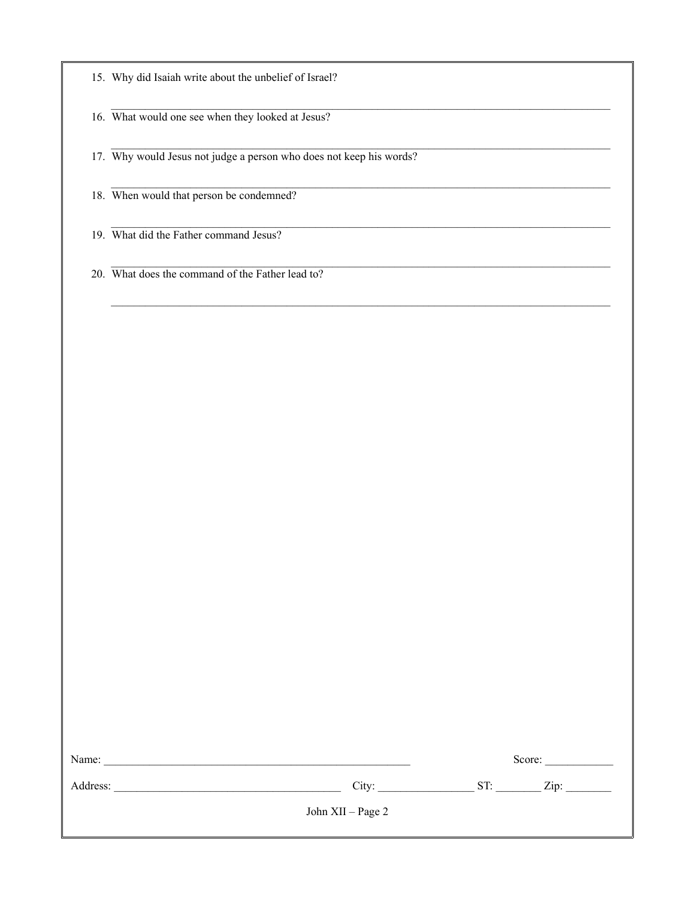15. Why did Isaiah write about the unbelief of Israel?

_______________________________________________________________________________

16. What would one see when they looked at Jesus?

_______________________________________________________________________________

17. Why would Jesus not judge a person who does not keep his words?

_______________________________________________________________________________

18. When would that person be condemned?

_______________________________________________________________________________

19. What did the Father command Jesus?

_______________________________________________________________________________

20. What does the command of the Father lead to?

_______________________________________________________________________________

Name: _______________________________________________________ Score: ____________

Address: _______________________________________ City: ________________ ST: ________ Zip: ________

John XII – Page 2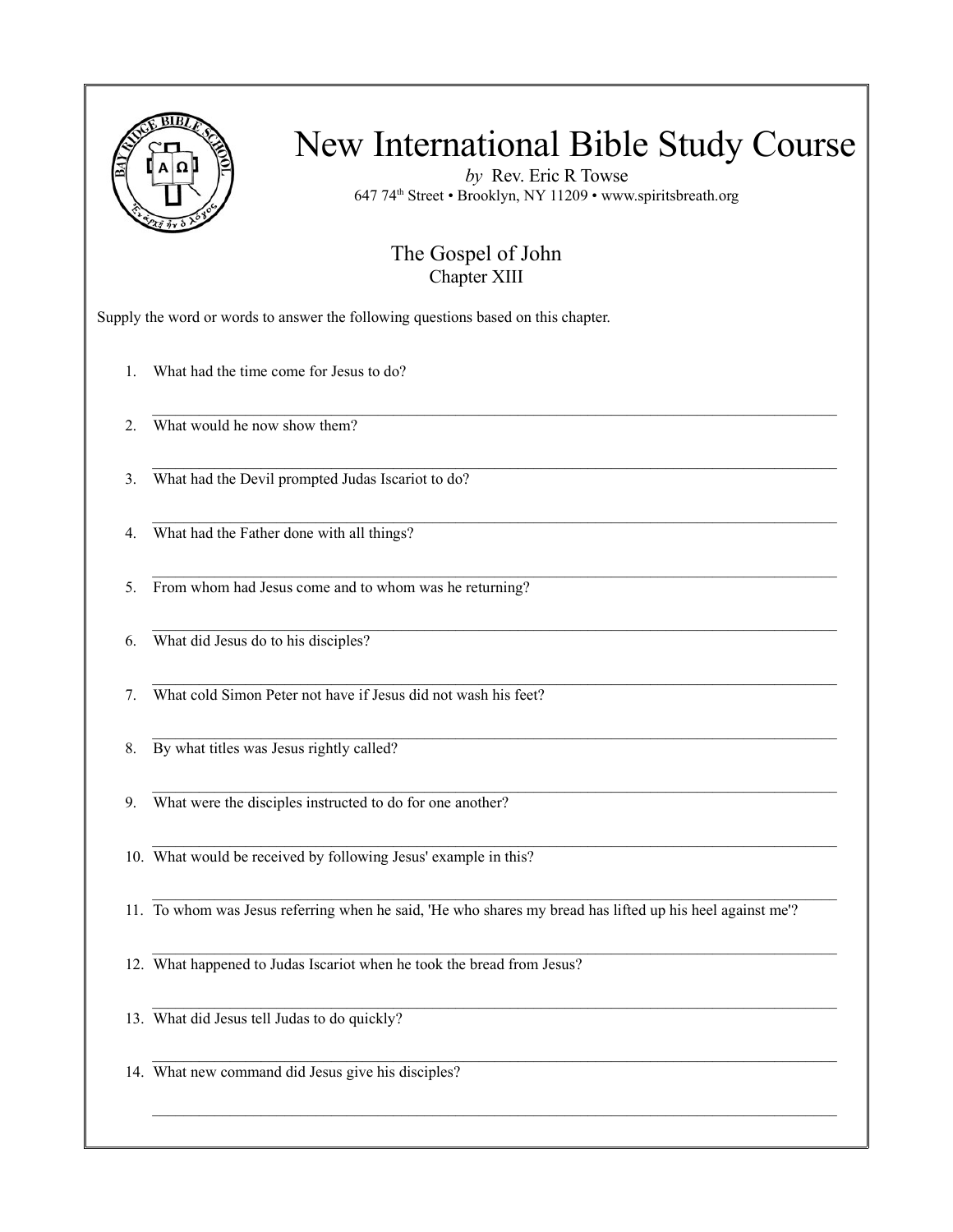# New International Bible Study Course

*by* Rev. Eric R Towse

647 74th Street • Brooklyn, NY 11209 • www.spiritsbreath.org

## The Gospel of John
### Chapter XIII

Supply the word or words to answer the following questions based on this chapter.

1. What had the time come for Jesus to do?

   \_\_\_\_\_\_\_\_\_\_\_\_\_\_\_\_\_\_\_\_\_\_\_\_\_\_\_\_\_\_\_\_\_\_\_\_\_\_\_\_\_\_\_\_\_\_\_\_\_\_\_\_\_\_\_\_\_\_\_\_\_\_\_\_\_\_\_\_\_\_\_\_\_\_\_\_\_\_

2. What would he now show them?

   \_\_\_\_\_\_\_\_\_\_\_\_\_\_\_\_\_\_\_\_\_\_\_\_\_\_\_\_\_\_\_\_\_\_\_\_\_\_\_\_\_\_\_\_\_\_\_\_\_\_\_\_\_\_\_\_\_\_\_\_\_\_\_\_\_\_\_\_\_\_\_\_\_\_\_\_\_\_

3. What had the Devil prompted Judas Iscariot to do?

   \_\_\_\_\_\_\_\_\_\_\_\_\_\_\_\_\_\_\_\_\_\_\_\_\_\_\_\_\_\_\_\_\_\_\_\_\_\_\_\_\_\_\_\_\_\_\_\_\_\_\_\_\_\_\_\_\_\_\_\_\_\_\_\_\_\_\_\_\_\_\_\_\_\_\_\_\_\_

4. What had the Father done with all things?

   \_\_\_\_\_\_\_\_\_\_\_\_\_\_\_\_\_\_\_\_\_\_\_\_\_\_\_\_\_\_\_\_\_\_\_\_\_\_\_\_\_\_\_\_\_\_\_\_\_\_\_\_\_\_\_\_\_\_\_\_\_\_\_\_\_\_\_\_\_\_\_\_\_\_\_\_\_\_

5. From whom had Jesus come and to whom was he returning?

   \_\_\_\_\_\_\_\_\_\_\_\_\_\_\_\_\_\_\_\_\_\_\_\_\_\_\_\_\_\_\_\_\_\_\_\_\_\_\_\_\_\_\_\_\_\_\_\_\_\_\_\_\_\_\_\_\_\_\_\_\_\_\_\_\_\_\_\_\_\_\_\_\_\_\_\_\_\_

6. What did Jesus do to his disciples?

   \_\_\_\_\_\_\_\_\_\_\_\_\_\_\_\_\_\_\_\_\_\_\_\_\_\_\_\_\_\_\_\_\_\_\_\_\_\_\_\_\_\_\_\_\_\_\_\_\_\_\_\_\_\_\_\_\_\_\_\_\_\_\_\_\_\_\_\_\_\_\_\_\_\_\_\_\_\_

7. What cold Simon Peter not have if Jesus did not wash his feet?

   \_\_\_\_\_\_\_\_\_\_\_\_\_\_\_\_\_\_\_\_\_\_\_\_\_\_\_\_\_\_\_\_\_\_\_\_\_\_\_\_\_\_\_\_\_\_\_\_\_\_\_\_\_\_\_\_\_\_\_\_\_\_\_\_\_\_\_\_\_\_\_\_\_\_\_\_\_\_

8. By what titles was Jesus rightly called?

   \_\_\_\_\_\_\_\_\_\_\_\_\_\_\_\_\_\_\_\_\_\_\_\_\_\_\_\_\_\_\_\_\_\_\_\_\_\_\_\_\_\_\_\_\_\_\_\_\_\_\_\_\_\_\_\_\_\_\_\_\_\_\_\_\_\_\_\_\_\_\_\_\_\_\_\_\_\_

9. What were the disciples instructed to do for one another?

   \_\_\_\_\_\_\_\_\_\_\_\_\_\_\_\_\_\_\_\_\_\_\_\_\_\_\_\_\_\_\_\_\_\_\_\_\_\_\_\_\_\_\_\_\_\_\_\_\_\_\_\_\_\_\_\_\_\_\_\_\_\_\_\_\_\_\_\_\_\_\_\_\_\_\_\_\_\_

10. What would be received by following Jesus' example in this?

    \_\_\_\_\_\_\_\_\_\_\_\_\_\_\_\_\_\_\_\_\_\_\_\_\_\_\_\_\_\_\_\_\_\_\_\_\_\_\_\_\_\_\_\_\_\_\_\_\_\_\_\_\_\_\_\_\_\_\_\_\_\_\_\_\_\_\_\_\_\_\_\_\_\_\_\_\_\_

11. To whom was Jesus referring when he said, 'He who shares my bread has lifted up his heel against me'?

    \_\_\_\_\_\_\_\_\_\_\_\_\_\_\_\_\_\_\_\_\_\_\_\_\_\_\_\_\_\_\_\_\_\_\_\_\_\_\_\_\_\_\_\_\_\_\_\_\_\_\_\_\_\_\_\_\_\_\_\_\_\_\_\_\_\_\_\_\_\_\_\_\_\_\_\_\_\_

12. What happened to Judas Iscariot when he took the bread from Jesus?

    \_\_\_\_\_\_\_\_\_\_\_\_\_\_\_\_\_\_\_\_\_\_\_\_\_\_\_\_\_\_\_\_\_\_\_\_\_\_\_\_\_\_\_\_\_\_\_\_\_\_\_\_\_\_\_\_\_\_\_\_\_\_\_\_\_\_\_\_\_\_\_\_\_\_\_\_\_\_

13. What did Jesus tell Judas to do quickly?

    \_\_\_\_\_\_\_\_\_\_\_\_\_\_\_\_\_\_\_\_\_\_\_\_\_\_\_\_\_\_\_\_\_\_\_\_\_\_\_\_\_\_\_\_\_\_\_\_\_\_\_\_\_\_\_\_\_\_\_\_\_\_\_\_\_\_\_\_\_\_\_\_\_\_\_\_\_\_

14. What new command did Jesus give his disciples?

    \_\_\_\_\_\_\_\_\_\_\_\_\_\_\_\_\_\_\_\_\_\_\_\_\_\_\_\_\_\_\_\_\_\_\_\_\_\_\_\_\_\_\_\_\_\_\_\_\_\_\_\_\_\_\_\_\_\_\_\_\_\_\_\_\_\_\_\_\_\_\_\_\_\_\_\_\_\_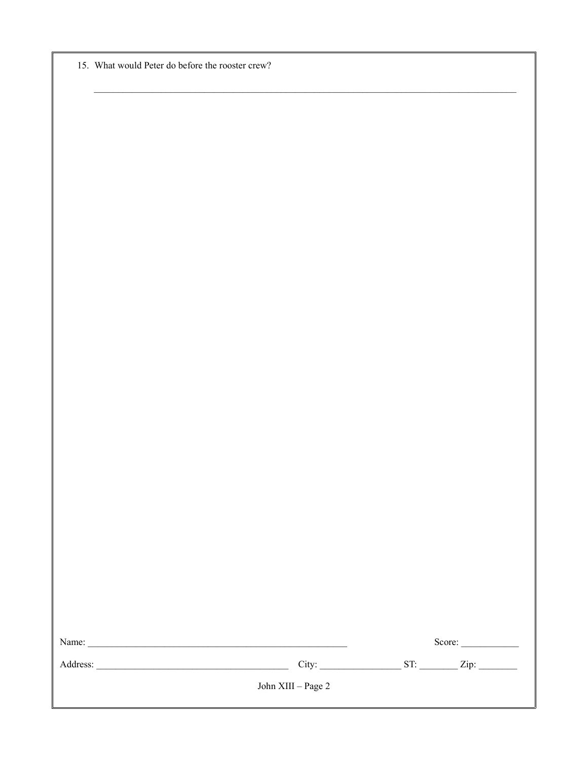15. What would Peter do before the rooster crew?

____________________________________________________________________________

Name: ______________________________________________________ Score: ____________

Address: ________________________________________ City: _________________ ST: ________ Zip: ________

John XIII – Page 2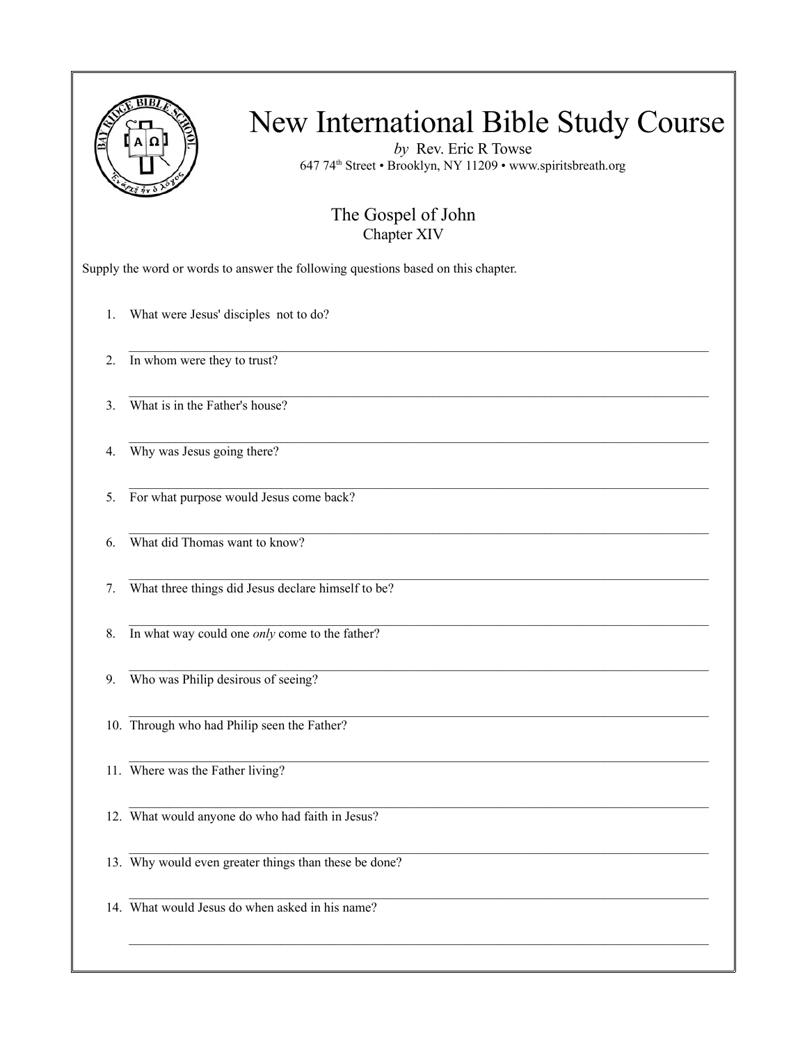# New International Bible Study Course

*by* Rev. Eric R Towse

647 74th Street • Brooklyn, NY 11209 • www.spiritsbreath.org

## The Gospel of John

### Chapter XIV

Supply the word or words to answer the following questions based on this chapter.

1. What were Jesus' disciples not to do?

 ______________________________________________________________________________

2. In whom were they to trust?

 ______________________________________________________________________________

3. What is in the Father's house?

 ______________________________________________________________________________

4. Why was Jesus going there?

 ______________________________________________________________________________

5. For what purpose would Jesus come back?

 ______________________________________________________________________________

6. What did Thomas want to know?

 ______________________________________________________________________________

7. What three things did Jesus declare himself to be?

 ______________________________________________________________________________

8. In what way could one *only* come to the father?

 ______________________________________________________________________________

9. Who was Philip desirous of seeing?

 ______________________________________________________________________________

10. Through who had Philip seen the Father?

 ______________________________________________________________________________

11. Where was the Father living?

 ______________________________________________________________________________

12. What would anyone do who had faith in Jesus?

 ______________________________________________________________________________

13. Why would even greater things than these be done?

 ______________________________________________________________________________

14. What would Jesus do when asked in his name?

 ______________________________________________________________________________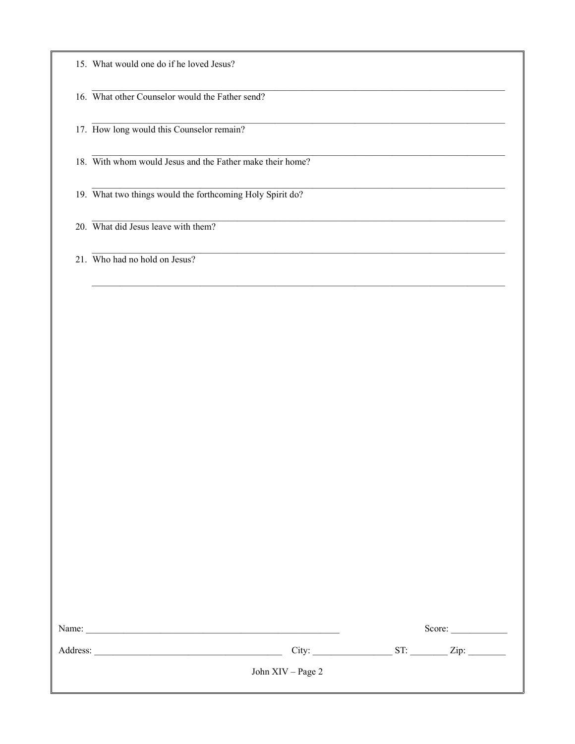15. What would one do if he loved Jesus?

_______________________________________________________________________________

16. What other Counselor would the Father send?

_______________________________________________________________________________

17. How long would this Counselor remain?

_______________________________________________________________________________

18. With whom would Jesus and the Father make their home?

_______________________________________________________________________________

19. What two things would the forthcoming Holy Spirit do?

_______________________________________________________________________________

20. What did Jesus leave with them?

_______________________________________________________________________________

21. Who had no hold on Jesus?

_______________________________________________________________________________

Name: _______________________________________________________ Score: ____________

Address: ________________________________________ City: _________________ ST: ________ Zip: ________

John XIV – Page 2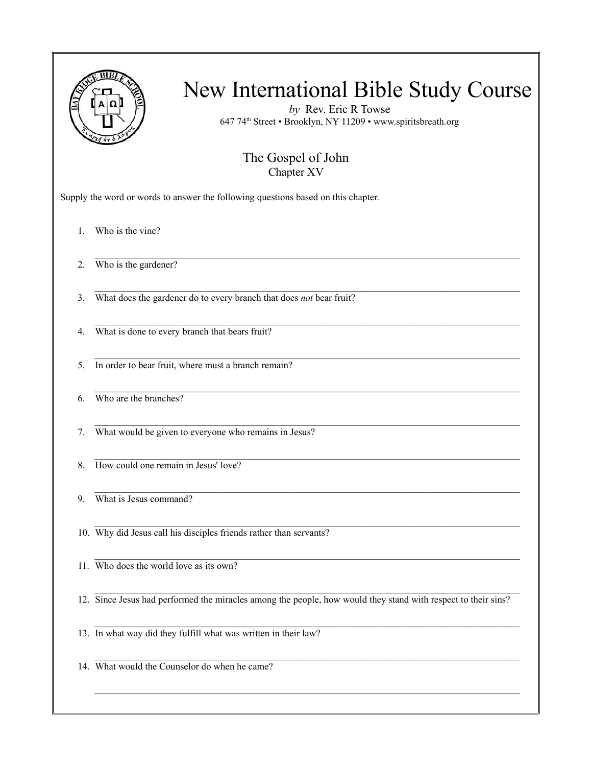# New International Bible Study Course

*by* Rev. Eric R Towse

647 74th Street • Brooklyn, NY 11209 • www.spiritsbreath.org

## The Gospel of John

### Chapter XV

Supply the word or words to answer the following questions based on this chapter.

1. Who is the vine?

   ______________________________________________

2. Who is the gardener?

   ______________________________________________

3. What does the gardener do to every branch that does *not* bear fruit?

   ______________________________________________

4. What is done to every branch that bears fruit?

   ______________________________________________

5. In order to bear fruit, where must a branch remain?

   ______________________________________________

6. Who are the branches?

   ______________________________________________

7. What would be given to everyone who remains in Jesus?

   ______________________________________________

8. How could one remain in Jesus' love?

   ______________________________________________

9. What is Jesus command?

   ______________________________________________

10. Why did Jesus call his disciples friends rather than servants?

    ______________________________________________

11. Who does the world love as its own?

    ______________________________________________

12. Since Jesus had performed the miracles among the people, how would they stand with respect to their sins?

    ______________________________________________

13. In what way did they fulfill what was written in their law?

    ______________________________________________

14. What would the Counselor do when he came?

    ______________________________________________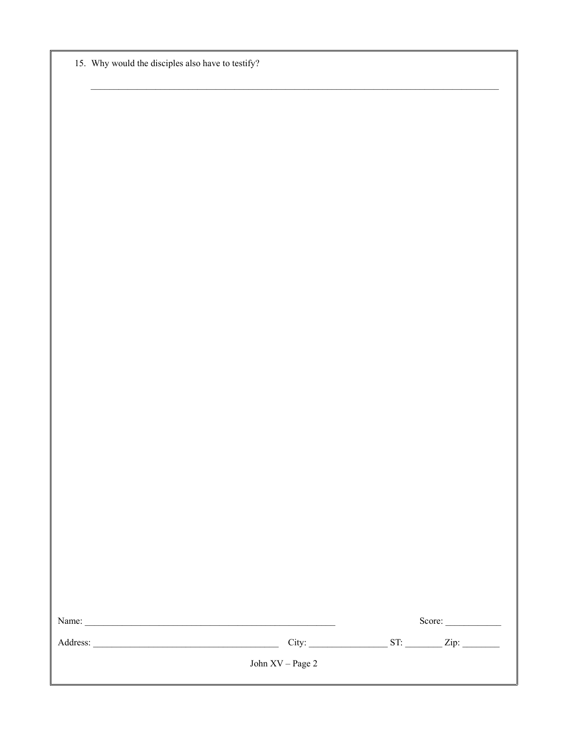15. Why would the disciples also have to testify?

_______________________________________________________________________________

Name: ______________________________________________________ Score: ____________

Address: ________________________________________ City: _________________ ST: ________ Zip: ________

John XV – Page 2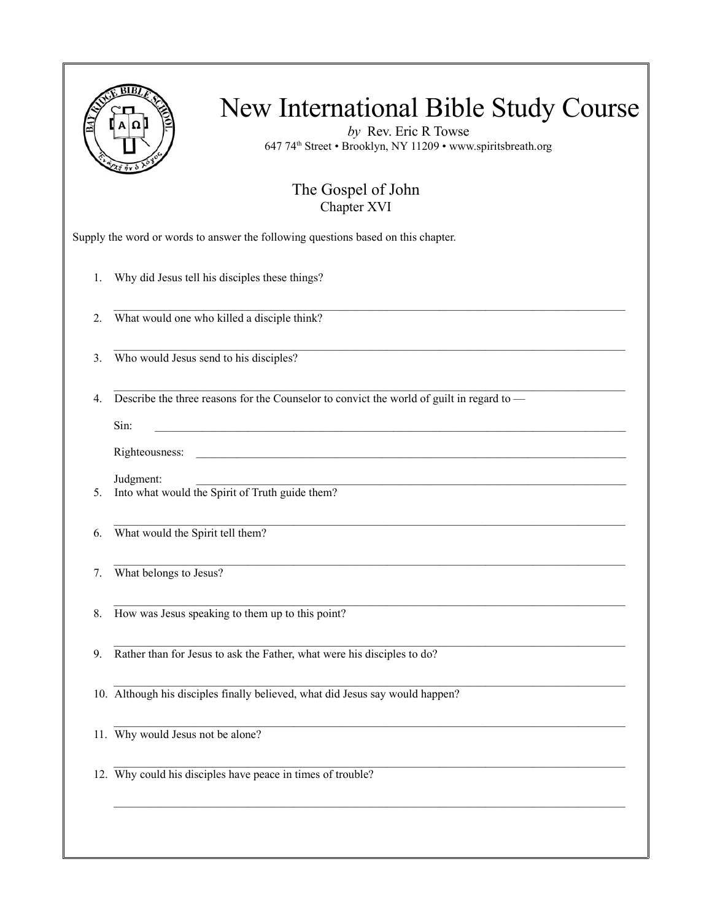# New International Bible Study Course

*by* Rev. Eric R Towse

647 74th Street • Brooklyn, NY 11209 • www.spiritsbreath.org

## The Gospel of John

### Chapter XVI

Supply the word or words to answer the following questions based on this chapter.

1. Why did Jesus tell his disciples these things?

   ______________________________________________________________________

2. What would one who killed a disciple think?

   ______________________________________________________________________

3. Who would Jesus send to his disciples?

   ______________________________________________________________________

4. Describe the three reasons for the Counselor to convict the world of guilt in regard to —

   Sin: ______________________________________________________________________

   Righteousness: ______________________________________________________________________

   Judgment: ______________________________________________________________________

5. Into what would the Spirit of Truth guide them?

   ______________________________________________________________________

6. What would the Spirit tell them?

   ______________________________________________________________________

7. What belongs to Jesus?

   ______________________________________________________________________

8. How was Jesus speaking to them up to this point?

   ______________________________________________________________________

9. Rather than for Jesus to ask the Father, what were his disciples to do?

   ______________________________________________________________________

10. Although his disciples finally believed, what did Jesus say would happen?

    ______________________________________________________________________

11. Why would Jesus not be alone?

    ______________________________________________________________________

12. Why could his disciples have peace in times of trouble?

    ______________________________________________________________________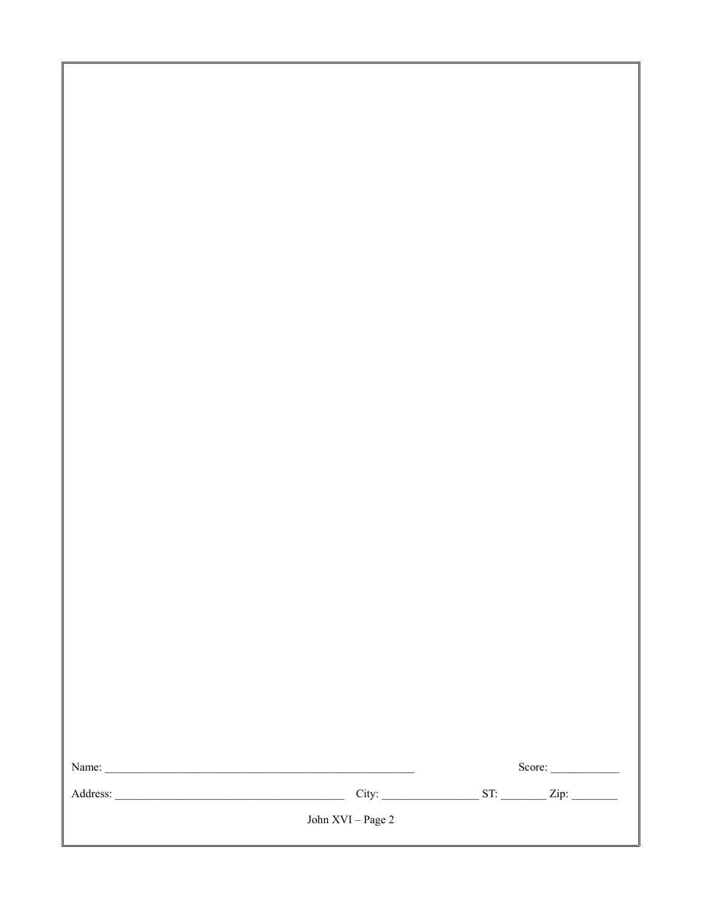Name: ____________________________________________________ Score: ____________

Address: ______________________________________ City: _________________ ST: ________ Zip: ________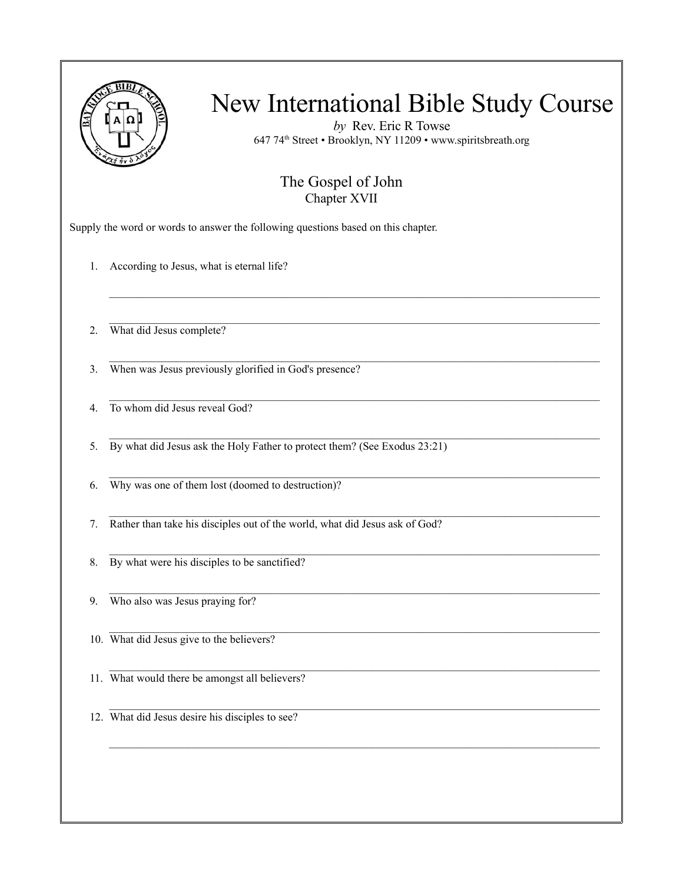# New International Bible Study Course

*by* Rev. Eric R Towse

647 74th Street • Brooklyn, NY 11209 • www.spiritsbreath.org

## The Gospel of John

### Chapter XVII

Supply the word or words to answer the following questions based on this chapter.

1. According to Jesus, what is eternal life?

   ______________________________________________________________________

   ______________________________________________________________________

2. What did Jesus complete?

   ______________________________________________________________________

3. When was Jesus previously glorified in God's presence?

   ______________________________________________________________________

4. To whom did Jesus reveal God?

   ______________________________________________________________________

5. By what did Jesus ask the Holy Father to protect them? (See Exodus 23:21)

   ______________________________________________________________________

6. Why was one of them lost (doomed to destruction)?

   ______________________________________________________________________

7. Rather than take his disciples out of the world, what did Jesus ask of God?

   ______________________________________________________________________

8. By what were his disciples to be sanctified?

   ______________________________________________________________________

9. Who also was Jesus praying for?

   ______________________________________________________________________

10. What did Jesus give to the believers?

    ______________________________________________________________________

11. What would there be amongst all believers?

    ______________________________________________________________________

12. What did Jesus desire his disciples to see?

    ______________________________________________________________________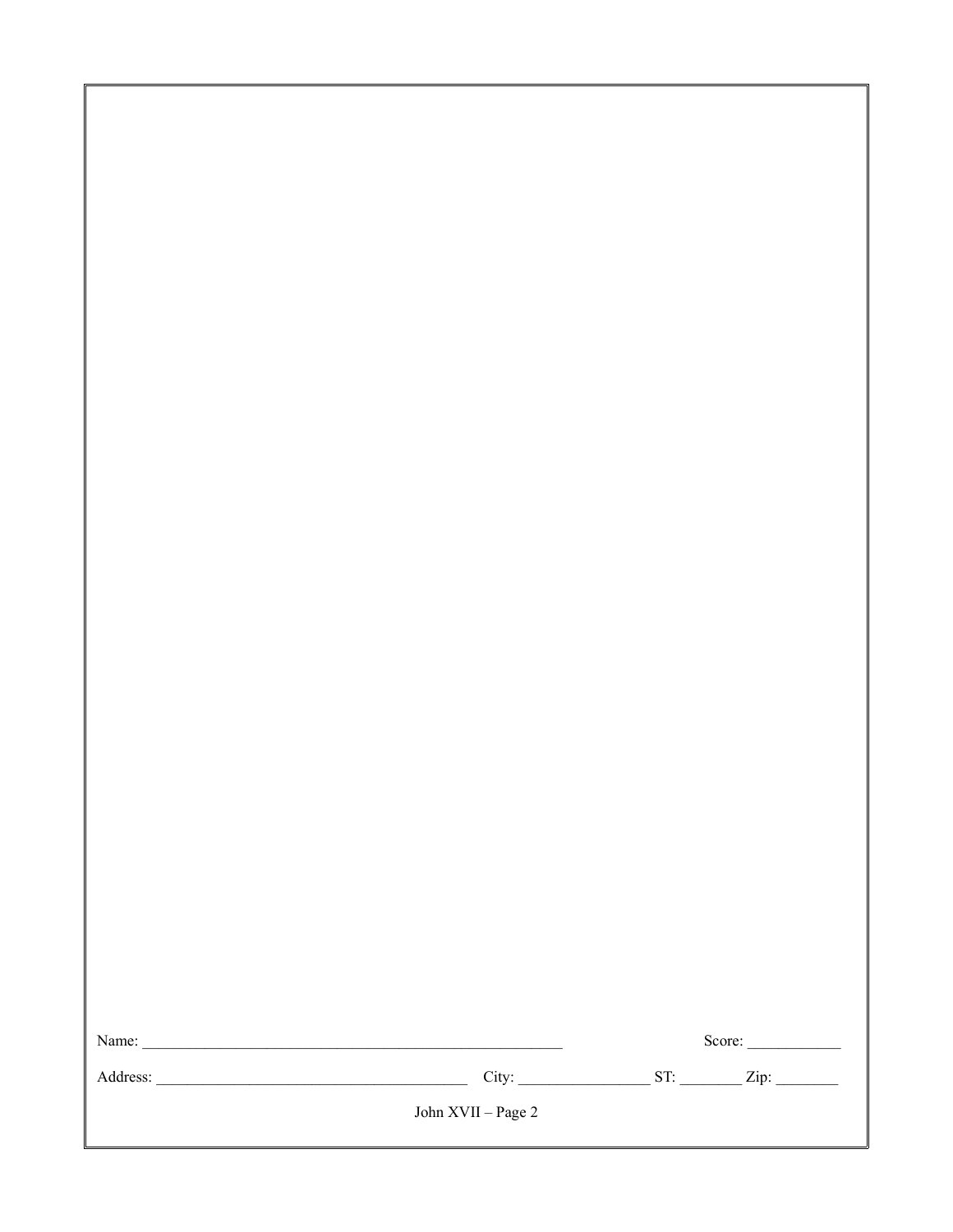Name: ______________________________________________________ Score: ____________

Address: ________________________________________ City: _________________ ST: ________ Zip: ________

John XVII – Page 2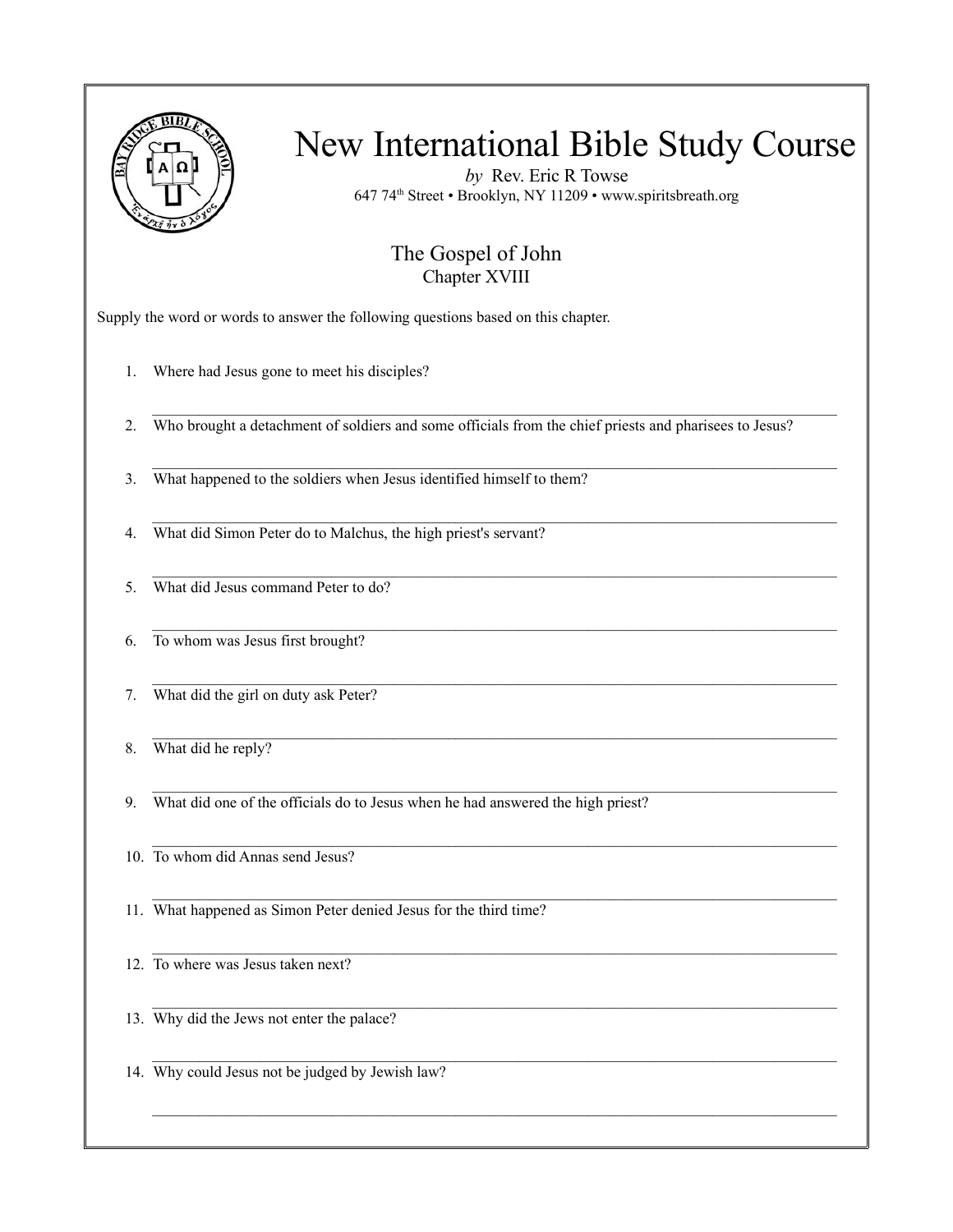# New International Bible Study Course

*by* Rev. Eric R Towse

647 74th Street • Brooklyn, NY 11209 • www.spiritsbreath.org

## The Gospel of John

### Chapter XVIII

Supply the word or words to answer the following questions based on this chapter.

1. Where had Jesus gone to meet his disciples?

   ______________________________________________________________________

2. Who brought a detachment of soldiers and some officials from the chief priests and pharisees to Jesus?

   ______________________________________________________________________

3. What happened to the soldiers when Jesus identified himself to them?

   ______________________________________________________________________

4. What did Simon Peter do to Malchus, the high priest's servant?

   ______________________________________________________________________

5. What did Jesus command Peter to do?

   ______________________________________________________________________

6. To whom was Jesus first brought?

   ______________________________________________________________________

7. What did the girl on duty ask Peter?

   ______________________________________________________________________

8. What did he reply?

   ______________________________________________________________________

9. What did one of the officials do to Jesus when he had answered the high priest?

   ______________________________________________________________________

10. To whom did Annas send Jesus?

    ______________________________________________________________________

11. What happened as Simon Peter denied Jesus for the third time?

    ______________________________________________________________________

12. To where was Jesus taken next?

    ______________________________________________________________________

13. Why did the Jews not enter the palace?

    ______________________________________________________________________

14. Why could Jesus not be judged by Jewish law?

    ______________________________________________________________________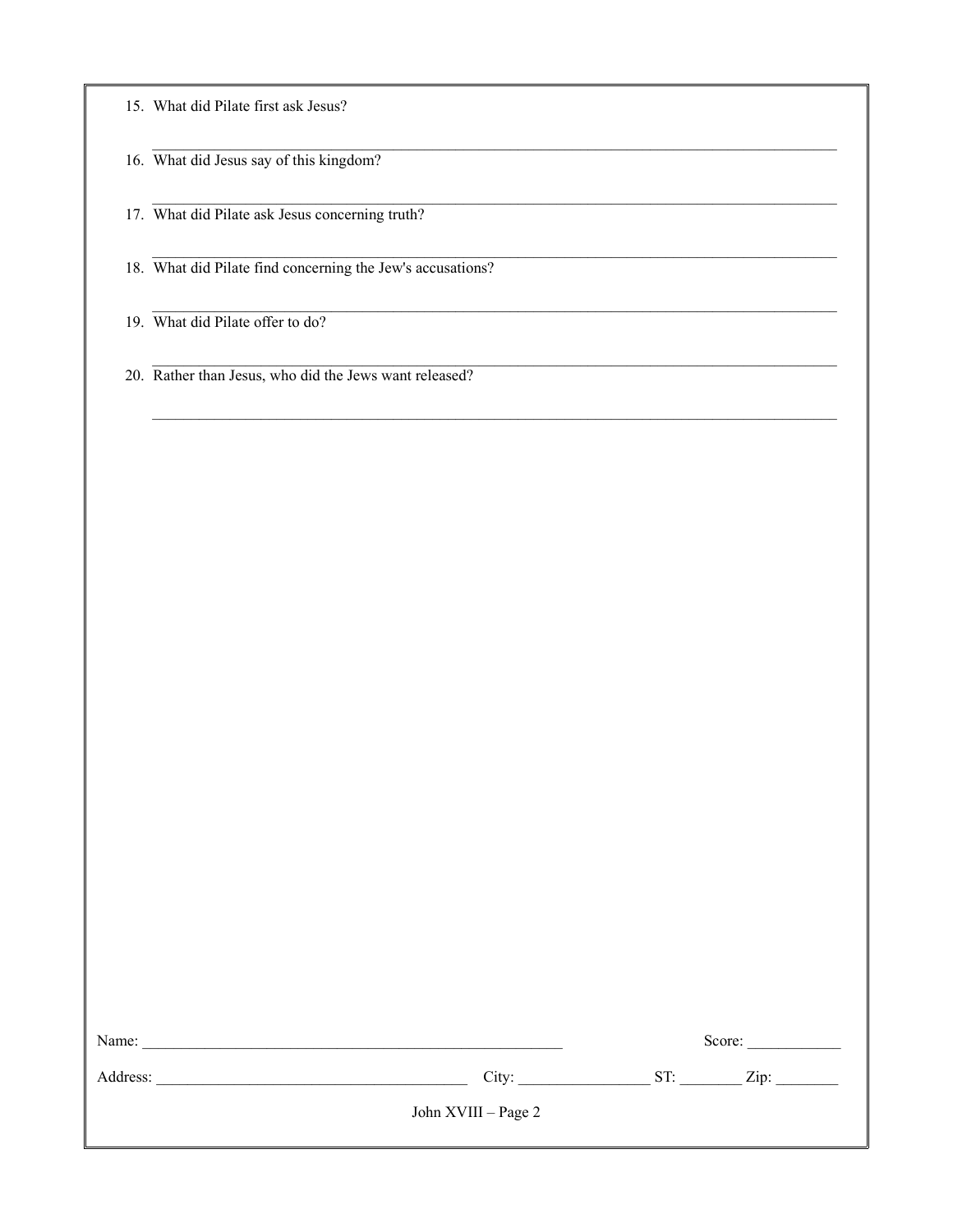15. What did Pilate first ask Jesus?

    _______________________________________________________________________________

16. What did Jesus say of this kingdom?

    _______________________________________________________________________________

17. What did Pilate ask Jesus concerning truth?

    _______________________________________________________________________________

18. What did Pilate find concerning the Jew's accusations?

    _______________________________________________________________________________

19. What did Pilate offer to do?

    _______________________________________________________________________________

20. Rather than Jesus, who did the Jews want released?

    _______________________________________________________________________________

Name: ____________________________________________________ Score: ____________

Address: ______________________________________ City: ________________ ST: ________ Zip: ________

John XVIII – Page 2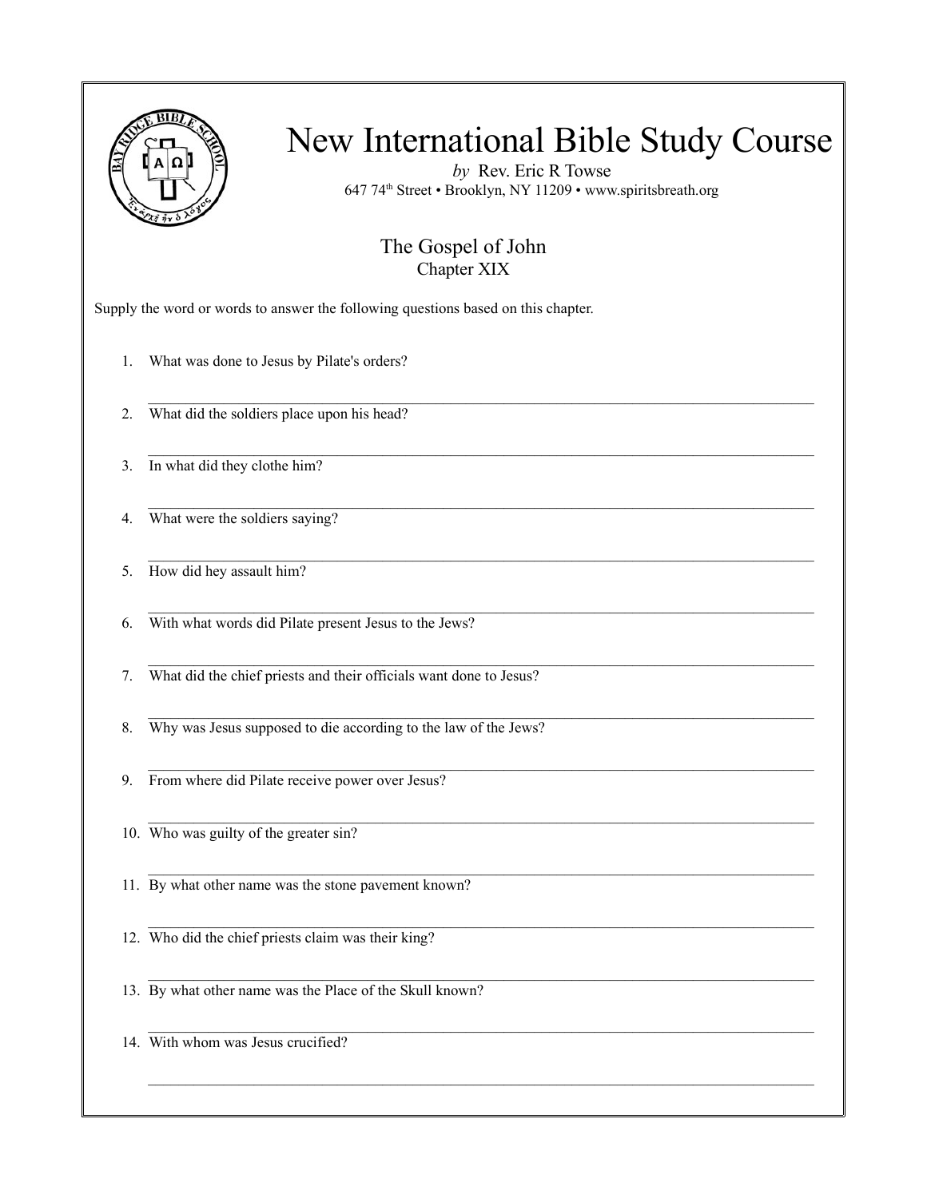# New International Bible Study Course

*by* Rev. Eric R Towse

647 74th Street • Brooklyn, NY 11209 • www.spiritsbreath.org

## The Gospel of John

### Chapter XIX

Supply the word or words to answer the following questions based on this chapter.

1. What was done to Jesus by Pilate's orders?

   ______________________________________________________________________

2. What did the soldiers place upon his head?

   ______________________________________________________________________

3. In what did they clothe him?

   ______________________________________________________________________

4. What were the soldiers saying?

   ______________________________________________________________________

5. How did hey assault him?

   ______________________________________________________________________

6. With what words did Pilate present Jesus to the Jews?

   ______________________________________________________________________

7. What did the chief priests and their officials want done to Jesus?

   ______________________________________________________________________

8. Why was Jesus supposed to die according to the law of the Jews?

   ______________________________________________________________________

9. From where did Pilate receive power over Jesus?

   ______________________________________________________________________

10. Who was guilty of the greater sin?

    ______________________________________________________________________

11. By what other name was the stone pavement known?

    ______________________________________________________________________

12. Who did the chief priests claim was their king?

    ______________________________________________________________________

13. By what other name was the Place of the Skull known?

    ______________________________________________________________________

14. With whom was Jesus crucified?

    ______________________________________________________________________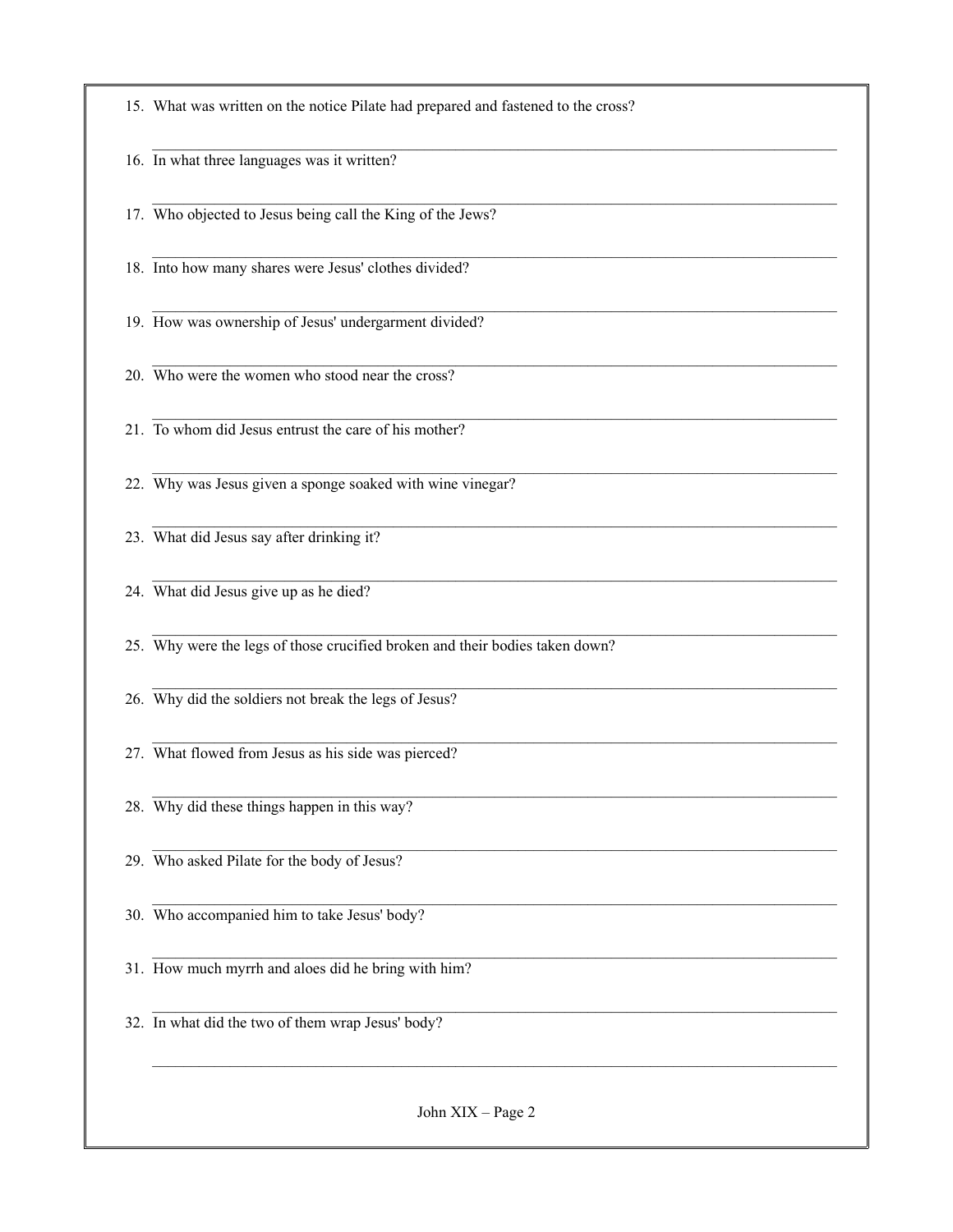15. What was written on the notice Pilate had prepared and fastened to the cross?

_______________________________________________________________________________

16. In what three languages was it written?

_______________________________________________________________________________

17. Who objected to Jesus being call the King of the Jews?

_______________________________________________________________________________

18. Into how many shares were Jesus' clothes divided?

_______________________________________________________________________________

19. How was ownership of Jesus' undergarment divided?

_______________________________________________________________________________

20. Who were the women who stood near the cross?

_______________________________________________________________________________

21. To whom did Jesus entrust the care of his mother?

_______________________________________________________________________________

22. Why was Jesus given a sponge soaked with wine vinegar?

_______________________________________________________________________________

23. What did Jesus say after drinking it?

_______________________________________________________________________________

24. What did Jesus give up as he died?

_______________________________________________________________________________

25. Why were the legs of those crucified broken and their bodies taken down?

_______________________________________________________________________________

26. Why did the soldiers not break the legs of Jesus?

_______________________________________________________________________________

27. What flowed from Jesus as his side was pierced?

_______________________________________________________________________________

28. Why did these things happen in this way?

_______________________________________________________________________________

29. Who asked Pilate for the body of Jesus?

_______________________________________________________________________________

30. Who accompanied him to take Jesus' body?

_______________________________________________________________________________

31. How much myrrh and aloes did he bring with him?

_______________________________________________________________________________

32. In what did the two of them wrap Jesus' body?

_______________________________________________________________________________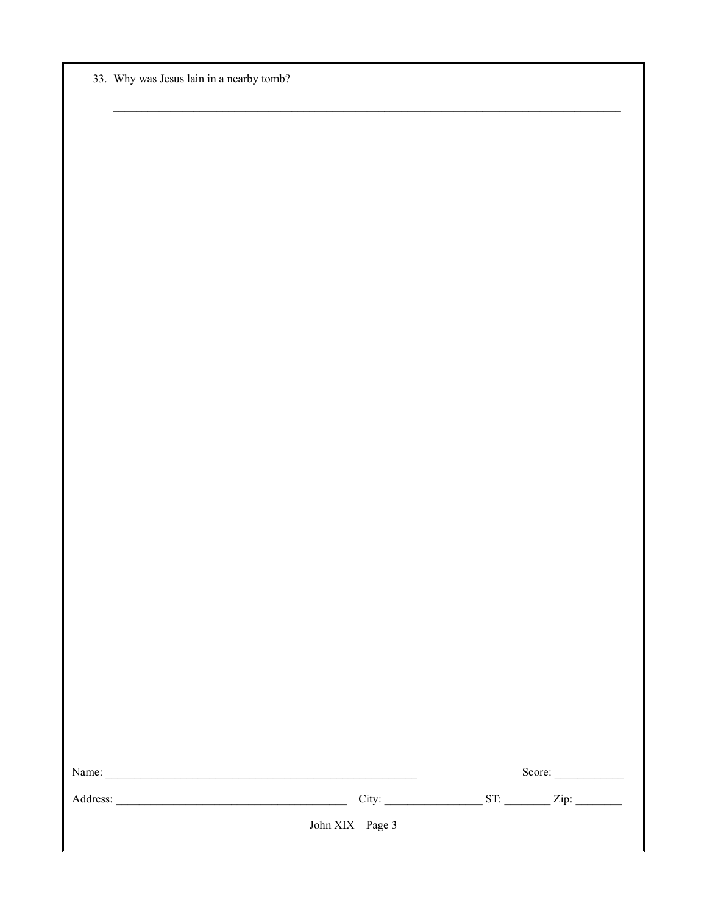33. Why was Jesus lain in a nearby tomb?

_______________________________________________________________________________

Name: _____________________________________________________ Score: ___________

Address: ______________________________________ City: ________________ ST: _______ Zip: _______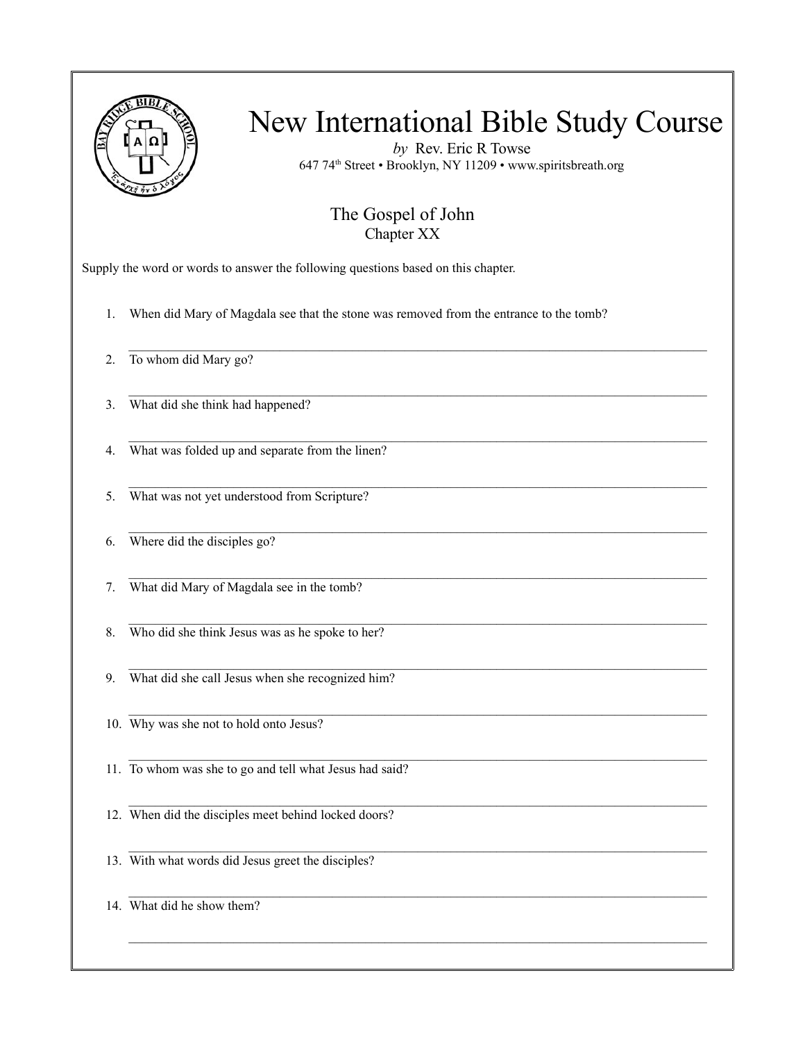# New International Bible Study Course

*by* Rev. Eric R Towse

647 74th Street • Brooklyn, NY 11209 • www.spiritsbreath.org

## The Gospel of John

### Chapter XX

Supply the word or words to answer the following questions based on this chapter.

1. When did Mary of Magdala see that the stone was removed from the entrance to the tomb?

   ______________________________________________

2. To whom did Mary go?

   ______________________________________________

3. What did she think had happened?

   ______________________________________________

4. What was folded up and separate from the linen?

   ______________________________________________

5. What was not yet understood from Scripture?

   ______________________________________________

6. Where did the disciples go?

   ______________________________________________

7. What did Mary of Magdala see in the tomb?

   ______________________________________________

8. Who did she think Jesus was as he spoke to her?

   ______________________________________________

9. What did she call Jesus when she recognized him?

   ______________________________________________

10. Why was she not to hold onto Jesus?

    ______________________________________________

11. To whom was she to go and tell what Jesus had said?

    ______________________________________________

12. When did the disciples meet behind locked doors?

    ______________________________________________

13. With what words did Jesus greet the disciples?

    ______________________________________________

14. What did he show them?

    ______________________________________________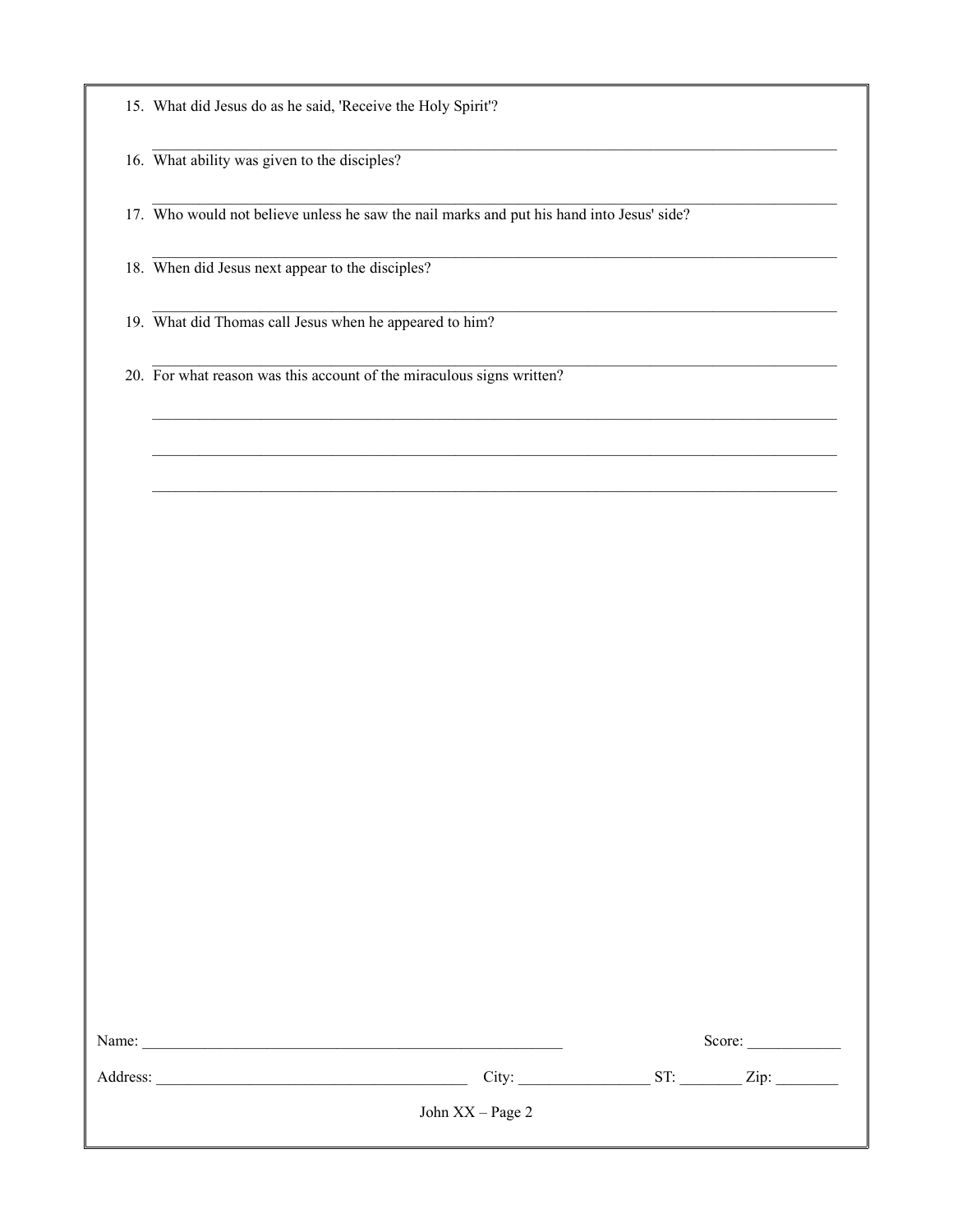15. What did Jesus do as he said, 'Receive the Holy Spirit'?

_______________________________________________________________________________

16. What ability was given to the disciples?

_______________________________________________________________________________

17. Who would not believe unless he saw the nail marks and put his hand into Jesus' side?

_______________________________________________________________________________

18. When did Jesus next appear to the disciples?

_______________________________________________________________________________

19. What did Thomas call Jesus when he appeared to him?

_______________________________________________________________________________

20. For what reason was this account of the miraculous signs written?

_______________________________________________________________________________

_______________________________________________________________________________

_______________________________________________________________________________

Name: ________________________________________________ Score: ____________

Address: ______________________________ City: ________________ ST: ________ Zip: ________

John XX – Page 2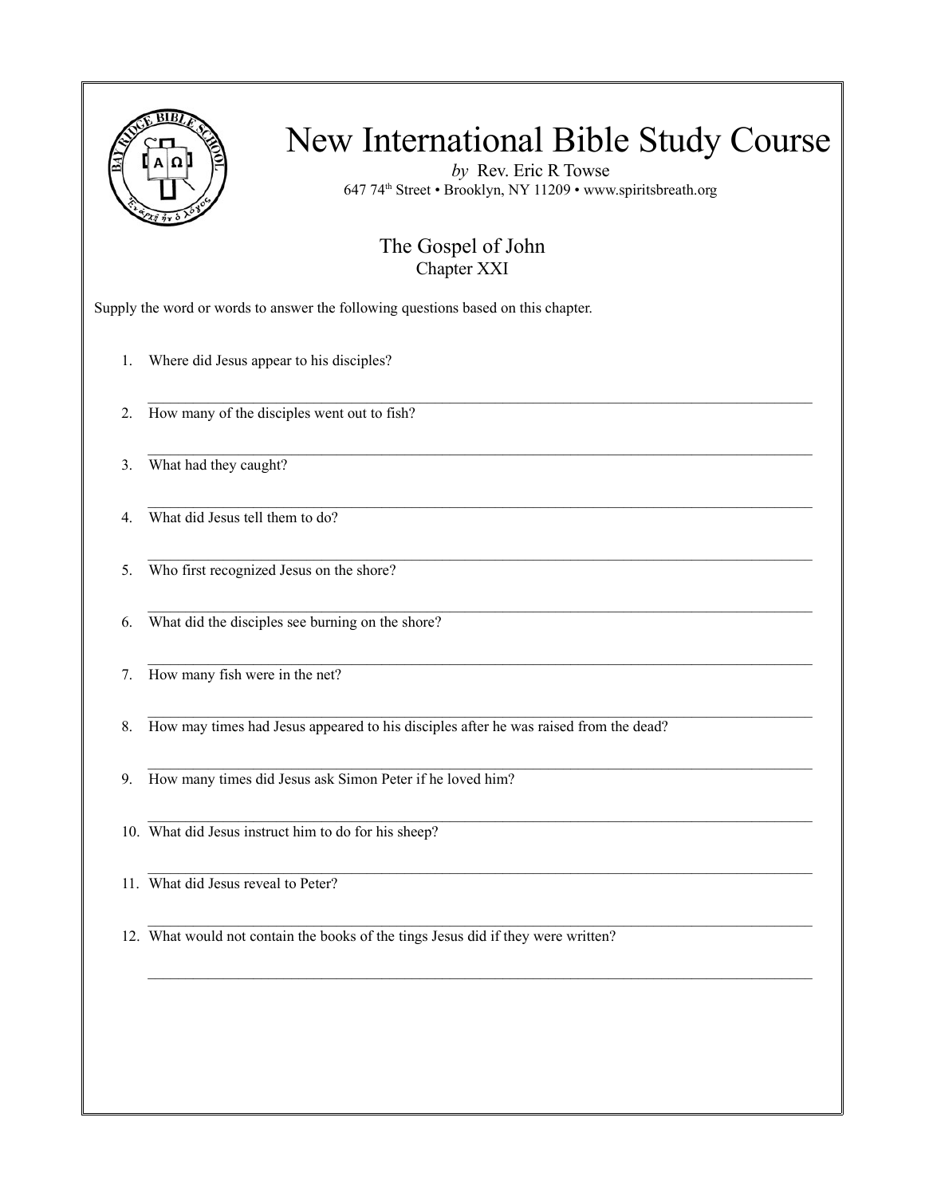# New International Bible Study Course

*by* Rev. Eric R Towse

647 74th Street • Brooklyn, NY 11209 • www.spiritsbreath.org

## The Gospel of John

### Chapter XXI

Supply the word or words to answer the following questions based on this chapter.

1. Where did Jesus appear to his disciples?

   \_\_\_\_\_\_\_\_\_\_\_\_\_\_\_\_\_\_\_\_\_\_\_\_\_\_\_\_\_\_\_\_\_\_\_\_\_\_\_\_

2. How many of the disciples went out to fish?

   \_\_\_\_\_\_\_\_\_\_\_\_\_\_\_\_\_\_\_\_\_\_\_\_\_\_\_\_\_\_\_\_\_\_\_\_\_\_\_\_

3. What had they caught?

   \_\_\_\_\_\_\_\_\_\_\_\_\_\_\_\_\_\_\_\_\_\_\_\_\_\_\_\_\_\_\_\_\_\_\_\_\_\_\_\_

4. What did Jesus tell them to do?

   \_\_\_\_\_\_\_\_\_\_\_\_\_\_\_\_\_\_\_\_\_\_\_\_\_\_\_\_\_\_\_\_\_\_\_\_\_\_\_\_

5. Who first recognized Jesus on the shore?

   \_\_\_\_\_\_\_\_\_\_\_\_\_\_\_\_\_\_\_\_\_\_\_\_\_\_\_\_\_\_\_\_\_\_\_\_\_\_\_\_

6. What did the disciples see burning on the shore?

   \_\_\_\_\_\_\_\_\_\_\_\_\_\_\_\_\_\_\_\_\_\_\_\_\_\_\_\_\_\_\_\_\_\_\_\_\_\_\_\_

7. How many fish were in the net?

   \_\_\_\_\_\_\_\_\_\_\_\_\_\_\_\_\_\_\_\_\_\_\_\_\_\_\_\_\_\_\_\_\_\_\_\_\_\_\_\_

8. How may times had Jesus appeared to his disciples after he was raised from the dead?

   \_\_\_\_\_\_\_\_\_\_\_\_\_\_\_\_\_\_\_\_\_\_\_\_\_\_\_\_\_\_\_\_\_\_\_\_\_\_\_\_

9. How many times did Jesus ask Simon Peter if he loved him?

   \_\_\_\_\_\_\_\_\_\_\_\_\_\_\_\_\_\_\_\_\_\_\_\_\_\_\_\_\_\_\_\_\_\_\_\_\_\_\_\_

10. What did Jesus instruct him to do for his sheep?

    \_\_\_\_\_\_\_\_\_\_\_\_\_\_\_\_\_\_\_\_\_\_\_\_\_\_\_\_\_\_\_\_\_\_\_\_\_\_\_\_

11. What did Jesus reveal to Peter?

    \_\_\_\_\_\_\_\_\_\_\_\_\_\_\_\_\_\_\_\_\_\_\_\_\_\_\_\_\_\_\_\_\_\_\_\_\_\_\_\_

12. What would not contain the books of the tings Jesus did if they were written?

    \_\_\_\_\_\_\_\_\_\_\_\_\_\_\_\_\_\_\_\_\_\_\_\_\_\_\_\_\_\_\_\_\_\_\_\_\_\_\_\_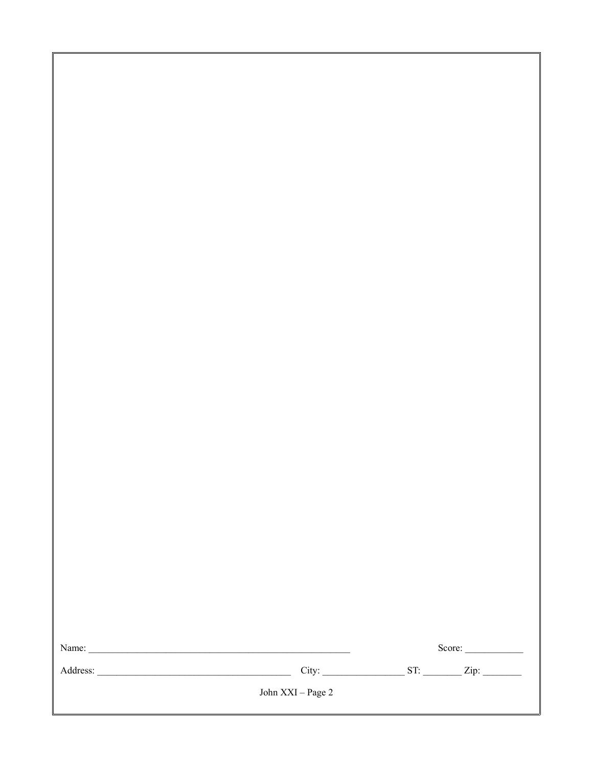Name: ________________________________________________________ Score: ____________

Address: ________________________________________ City: _________________ ST: ________ Zip: ________

John XXI – Page 2